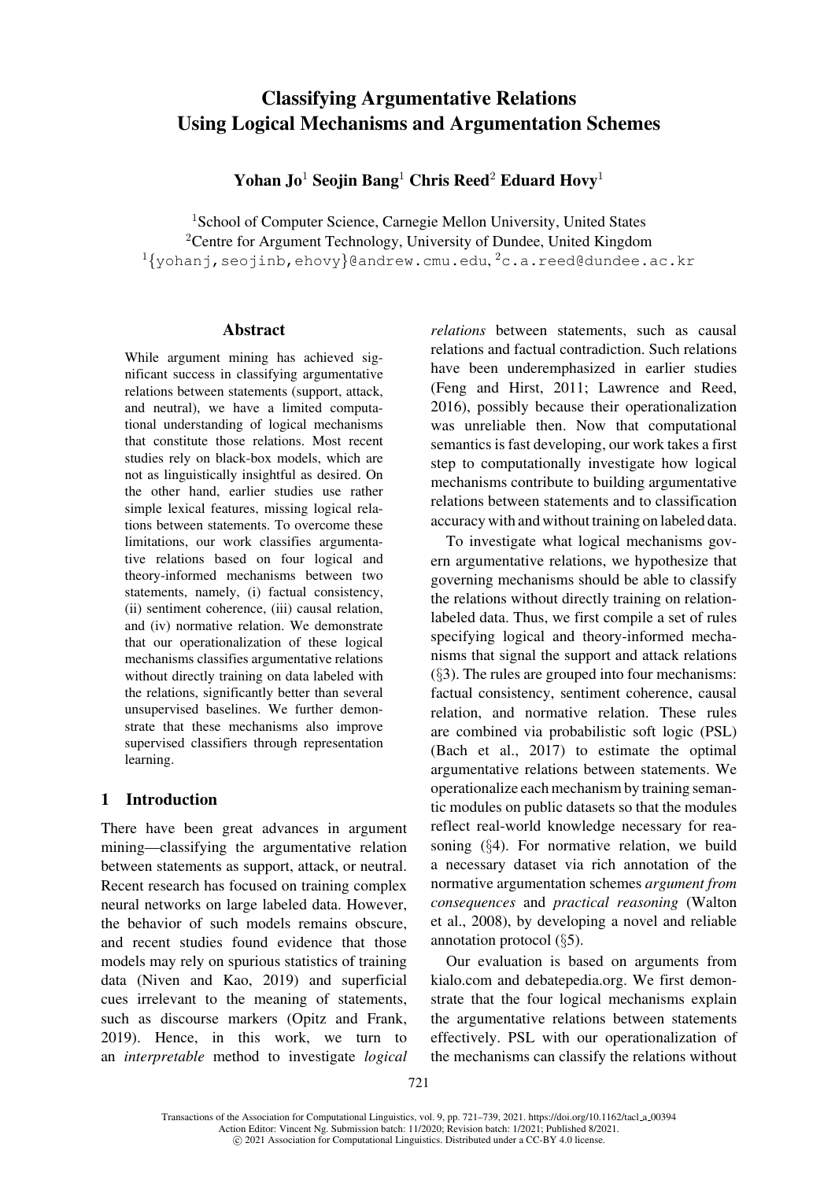# Classifying Argumentative Relations Using Logical Mechanisms and Argumentation Schemes

**Yohan Jo[1] Seojin Bang[1] Chris Reed[2] Eduard Hovy[1]**

[1]School of Computer Science, Carnegie Mellon University, United States
[2]Centre for Argument Technology, University of Dundee, United Kingdom
[1]{yohanj,seojinb,ehovy}@andrew.cmu.edu, [2]c.a.reed@dundee.ac.kr

## Abstract

While argument mining has achieved significant success in classifying argumentative relations between statements (support, attack, and neutral), we have a limited computational understanding of logical mechanisms that constitute those relations. Most recent studies rely on black-box models, which are not as linguistically insightful as desired. On the other hand, earlier studies use rather simple lexical features, missing logical relations between statements. To overcome these limitations, our work classifies argumentative relations based on four logical and theory-informed mechanisms between two statements, namely, (i) factual consistency, (ii) sentiment coherence, (iii) causal relation, and (iv) normative relation. We demonstrate that our operationalization of these logical mechanisms classifies argumentative relations without directly training on data labeled with the relations, significantly better than several unsupervised baselines. We further demonstrate that these mechanisms also improve supervised classifiers through representation learning.

## 1 Introduction

There have been great advances in argument mining—classifying the argumentative relation between statements as support, attack, or neutral. Recent research has focused on training complex neural networks on large labeled data. However, the behavior of such models remains obscure, and recent studies found evidence that those models may rely on spurious statistics of training data (Niven and Kao, 2019) and superficial cues irrelevant to the meaning of statements, such as discourse markers (Opitz and Frank, 2019). Hence, in this work, we turn to an *interpretable* method to investigate *logical relations* between statements, such as causal relations and factual contradiction. Such relations have been underemphasized in earlier studies (Feng and Hirst, 2011; Lawrence and Reed, 2016), possibly because their operationalization was unreliable then. Now that computational semantics is fast developing, our work takes a first step to computationally investigate how logical mechanisms contribute to building argumentative relations between statements and to classification accuracy with and without training on labeled data.

To investigate what logical mechanisms govern argumentative relations, we hypothesize that governing mechanisms should be able to classify the relations without directly training on relation-labeled data. Thus, we first compile a set of rules specifying logical and theory-informed mechanisms that signal the support and attack relations (§3). The rules are grouped into four mechanisms: factual consistency, sentiment coherence, causal relation, and normative relation. These rules are combined via probabilistic soft logic (PSL) (Bach et al., 2017) to estimate the optimal argumentative relations between statements. We operationalize each mechanism by training semantic modules on public datasets so that the modules reflect real-world knowledge necessary for reasoning (§4). For normative relation, we build a necessary dataset via rich annotation of the normative argumentation schemes *argument from consequences* and *practical reasoning* (Walton et al., 2008), by developing a novel and reliable annotation protocol (§5).

Our evaluation is based on arguments from kialo.com and debatepedia.org. We first demonstrate that the four logical mechanisms explain the argumentative relations between statements effectively. PSL with our operationalization of the mechanisms can classify the relations without

Transactions of the Association for Computational Linguistics, vol. 9, pp. 721–739, 2021. https://doi.org/10.1162/tacl_a_00394
Action Editor: Vincent Ng. Submission batch: 11/2020; Revision batch: 1/2021; Published 8/2021.
© 2021 Association for Computational Linguistics. Distributed under a CC-BY 4.0 license.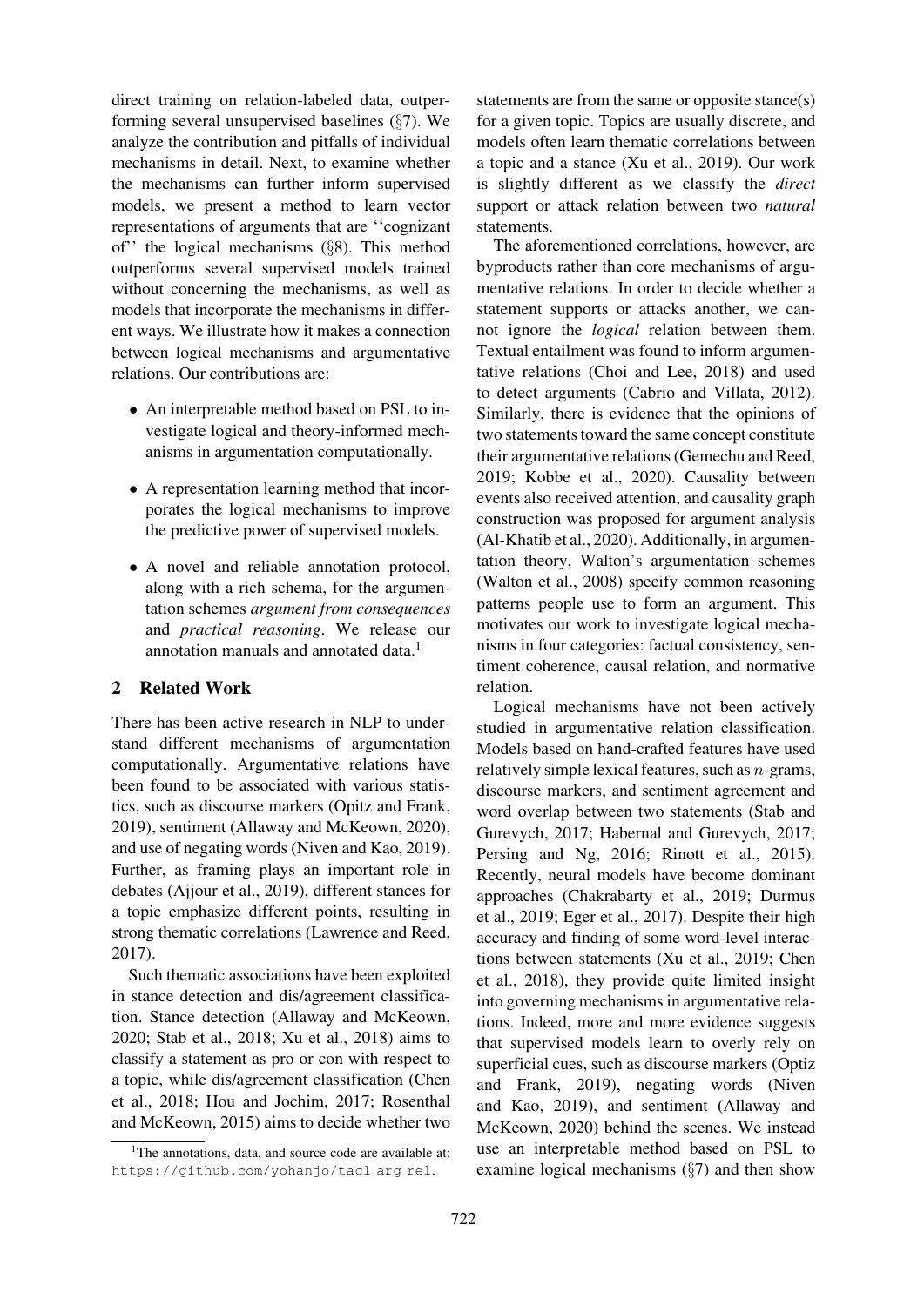direct training on relation-labeled data, outperforming several unsupervised baselines (§7). We analyze the contribution and pitfalls of individual mechanisms in detail. Next, to examine whether the mechanisms can further inform supervised models, we present a method to learn vector representations of arguments that are ''cognizant of'' the logical mechanisms (§8). This method outperforms several supervised models trained without concerning the mechanisms, as well as models that incorporate the mechanisms in different ways. We illustrate how it makes a connection between logical mechanisms and argumentative relations. Our contributions are:

- An interpretable method based on PSL to investigate logical and theory-informed mechanisms in argumentation computationally.
- A representation learning method that incorporates the logical mechanisms to improve the predictive power of supervised models.
- A novel and reliable annotation protocol, along with a rich schema, for the argumentation schemes *argument from consequences* and *practical reasoning*. We release our annotation manuals and annotated data.[1]

## 2 Related Work

There has been active research in NLP to understand different mechanisms of argumentation computationally. Argumentative relations have been found to be associated with various statistics, such as discourse markers (Opitz and Frank, 2019), sentiment (Allaway and McKeown, 2020), and use of negating words (Niven and Kao, 2019). Further, as framing plays an important role in debates (Ajjour et al., 2019), different stances for a topic emphasize different points, resulting in strong thematic correlations (Lawrence and Reed, 2017).

Such thematic associations have been exploited in stance detection and dis/agreement classification. Stance detection (Allaway and McKeown, 2020; Stab et al., 2018; Xu et al., 2018) aims to classify a statement as pro or con with respect to a topic, while dis/agreement classification (Chen et al., 2018; Hou and Jochim, 2017; Rosenthal and McKeown, 2015) aims to decide whether two statements are from the same or opposite stance(s) for a given topic. Topics are usually discrete, and models often learn thematic correlations between a topic and a stance (Xu et al., 2019). Our work is slightly different as we classify the *direct* support or attack relation between two *natural* statements.

The aforementioned correlations, however, are byproducts rather than core mechanisms of argumentative relations. In order to decide whether a statement supports or attacks another, we cannot ignore the *logical* relation between them. Textual entailment was found to inform argumentative relations (Choi and Lee, 2018) and used to detect arguments (Cabrio and Villata, 2012). Similarly, there is evidence that the opinions of two statements toward the same concept constitute their argumentative relations (Gemechu and Reed, 2019; Kobbe et al., 2020). Causality between events also received attention, and causality graph construction was proposed for argument analysis (Al-Khatib et al., 2020). Additionally, in argumentation theory, Walton's argumentation schemes (Walton et al., 2008) specify common reasoning patterns people use to form an argument. This motivates our work to investigate logical mechanisms in four categories: factual consistency, sentiment coherence, causal relation, and normative relation.

Logical mechanisms have not been actively studied in argumentative relation classification. Models based on hand-crafted features have used relatively simple lexical features, such as $n$-grams, discourse markers, and sentiment agreement and word overlap between two statements (Stab and Gurevych, 2017; Habernal and Gurevych, 2017; Persing and Ng, 2016; Rinott et al., 2015). Recently, neural models have become dominant approaches (Chakrabarty et al., 2019; Durmus et al., 2019; Eger et al., 2017). Despite their high accuracy and finding of some word-level interactions between statements (Xu et al., 2019; Chen et al., 2018), they provide quite limited insight into governing mechanisms in argumentative relations. Indeed, more and more evidence suggests that supervised models learn to overly rely on superficial cues, such as discourse markers (Optiz and Frank, 2019), negating words (Niven and Kao, 2019), and sentiment (Allaway and McKeown, 2020) behind the scenes. We instead use an interpretable method based on PSL to examine logical mechanisms (§7) and then show

[1]The annotations, data, and source code are available at: https://github.com/yohanjo/tacl_arg_rel.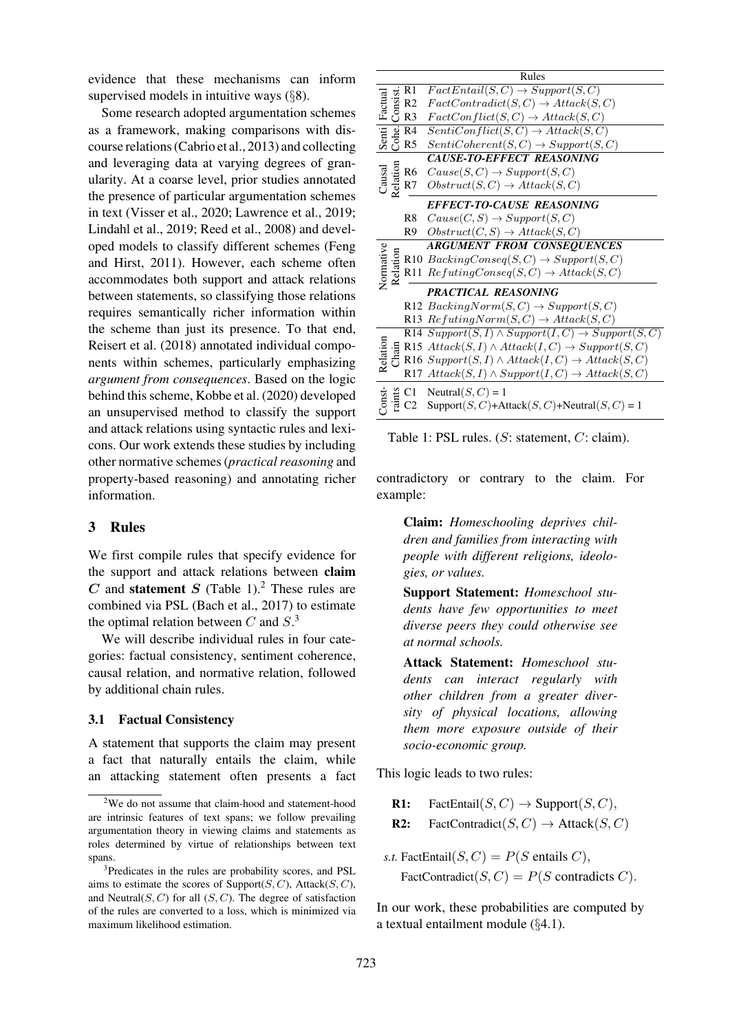evidence that these mechanisms can inform supervised models in intuitive ways (§8).

Some research adopted argumentation schemes as a framework, making comparisons with discourse relations (Cabrio et al., 2013) and collecting and leveraging data at varying degrees of granularity. At a coarse level, prior studies annotated the presence of particular argumentation schemes in text (Visser et al., 2020; Lawrence et al., 2019; Lindahl et al., 2019; Reed et al., 2008) and developed models to classify different schemes (Feng and Hirst, 2011). However, each scheme often accommodates both support and attack relations between statements, so classifying those relations requires semantically richer information within the scheme than just its presence. To that end, Reisert et al. (2018) annotated individual components within schemes, particularly emphasizing *argument from consequences*. Based on the logic behind this scheme, Kobbe et al. (2020) developed an unsupervised method to classify the support and attack relations using syntactic rules and lexicons. Our work extends these studies by including other normative schemes (*practical reasoning* and property-based reasoning) and annotating richer information.

## 3 Rules

We first compile rules that specify evidence for the support and attack relations between **claim** $C$ and **statement** $S$ (Table 1).[2] These rules are combined via PSL (Bach et al., 2017) to estimate the optimal relation between $C$ and $S$.[3]

We will describe individual rules in four categories: factual consistency, sentiment coherence, causal relation, and normative relation, followed by additional chain rules.

### 3.1 Factual Consistency

A statement that supports the claim may present a fact that naturally entails the claim, while an attacking statement often presents a fact contradictory or contrary to the claim. For example:

> **Claim:** *Homeschooling deprives children and families from interacting with people with different religions, ideologies, or values.*
>
> **Support Statement:** *Homeschool students have few opportunities to meet diverse peers they could otherwise see at normal schools.*
>
> **Attack Statement:** *Homeschool students can interact regularly with other children from a greater diversity of physical locations, allowing them more exposure outside of their socio-economic group.*

This logic leads to two rules:

**R1:** $\text{FactEntail}(S, C) \rightarrow \text{Support}(S, C)$,

**R2:** $\text{FactContradict}(S, C) \rightarrow \text{Attack}(S, C)$

*s.t.* $\text{FactEntail}(S, C) = P(S \text{ entails } C)$,

$\text{FactContradict}(S, C) = P(S \text{ contradicts } C)$.

In our work, these probabilities are computed by a textual entailment module (§4.1).

| | | Rules |
|---|---|---|
| Factual Consist. | R1 | $FactEntail(S, C) \rightarrow Support(S, C)$ |
| | R2 | $FactContradict(S, C) \rightarrow Attack(S, C)$ |
| | R3 | $FactConflict(S, C) \rightarrow Attack(S, C)$ |
| Senti Cohe. | R4 | $SentiConflict(S, C) \rightarrow Attack(S, C)$ |
| | R5 | $SentiCoherent(S, C) \rightarrow Support(S, C)$ |
| Causal Relation | | ***CAUSE-TO-EFFECT REASONING*** |
| | R6 | $Cause(S, C) \rightarrow Support(S, C)$ |
| | R7 | $Obstruct(S, C) \rightarrow Attack(S, C)$ |
| | | ***EFFECT-TO-CAUSE REASONING*** |
| | R8 | $Cause(C, S) \rightarrow Support(S, C)$ |
| | R9 | $Obstruct(C, S) \rightarrow Attack(S, C)$ |
| Normative Relation | | ***ARGUMENT FROM CONSEQUENCES*** |
| | R10 | $BackingConseq(S, C) \rightarrow Support(S, C)$ |
| | R11 | $RefutingConseq(S, C) \rightarrow Attack(S, C)$ |
| | | ***PRACTICAL REASONING*** |
| | R12 | $BackingNorm(S, C) \rightarrow Support(S, C)$ |
| | R13 | $RefutingNorm(S, C) \rightarrow Attack(S, C)$ |
| Relation Chain | R14 | $Support(S, I) \wedge Support(I, C) \rightarrow Support(S, C)$ |
| | R15 | $Attack(S, I) \wedge Attack(I, C) \rightarrow Support(S, C)$ |
| | R16 | $Support(S, I) \wedge Attack(I, C) \rightarrow Attack(S, C)$ |
| | R17 | $Attack(S, I) \wedge Support(I, C) \rightarrow Attack(S, C)$ |
| Constraints | C1 | $\text{Neutral}(S, C) = 1$ |
| | C2 | $\text{Support}(S, C) + \text{Attack}(S, C) + \text{Neutral}(S, C) = 1$ |

Table 1: PSL rules. ($S$: statement, $C$: claim).

[2] We do not assume that claim-hood and statement-hood are intrinsic features of text spans; we follow prevailing argumentation theory in viewing claims and statements as roles determined by virtue of relationships between text spans.

[3] Predicates in the rules are probability scores, and PSL aims to estimate the scores of $\text{Support}(S, C)$, $\text{Attack}(S, C)$, and $\text{Neutral}(S, C)$ for all $(S, C)$. The degree of satisfaction of the rules are converted to a loss, which is minimized via maximum likelihood estimation.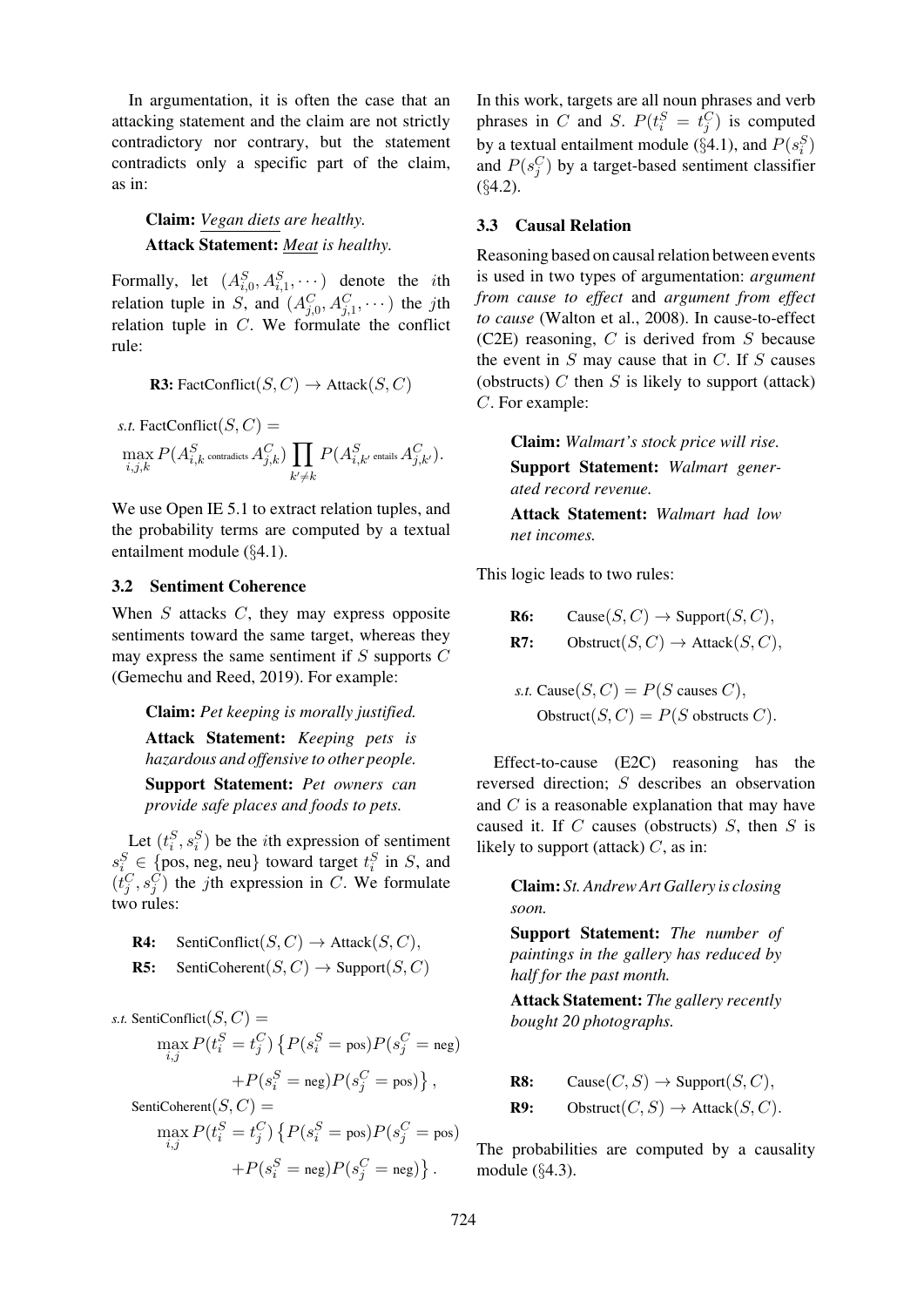In argumentation, it is often the case that an attacking statement and the claim are not strictly contradictory nor contrary, but the statement contradicts only a specific part of the claim, as in:

> **Claim:** *Vegan diets are healthy.*
> **Attack Statement:** *Meat is healthy.*

Formally, let $(A^S_{i,0}, A^S_{i,1}, \cdots)$ denote the $i$th relation tuple in $S$, and $(A^C_{j,0}, A^C_{j,1}, \cdots)$ the $j$th relation tuple in $C$. We formulate the conflict rule:

$$\textbf{R3: } \text{FactConflict}(S, C) \rightarrow \text{Attack}(S, C)$$

$$\textit{s.t. } \text{FactConflict}(S, C) = \max_{i,j,k} P(A^S_{i,k} \text{ contradicts } A^C_{j,k}) \prod_{k' \neq k} P(A^S_{i,k'} \text{ entails } A^C_{j,k'}).$$

We use Open IE 5.1 to extract relation tuples, and the probability terms are computed by a textual entailment module (§4.1).

### 3.2 Sentiment Coherence

When $S$ attacks $C$, they may express opposite sentiments toward the same target, whereas they may express the same sentiment if $S$ supports $C$ (Gemechu and Reed, 2019). For example:

> **Claim:** *Pet keeping is morally justified.*
> **Attack Statement:** *Keeping pets is hazardous and offensive to other people.*
> **Support Statement:** *Pet owners can provide safe places and foods to pets.*

Let $(t^S_i, s^S_i)$ be the $i$th expression of sentiment $s^S_i \in \{\text{pos, neg, neu}\}$ toward target $t^S_i$ in $S$, and $(t^C_j, s^C_j)$ the $j$th expression in $C$. We formulate two rules:

$$\textbf{R4: } \text{SentiConflict}(S, C) \rightarrow \text{Attack}(S, C),$$
$$\textbf{R5: } \text{SentiCoherent}(S, C) \rightarrow \text{Support}(S, C)$$

$$\textit{s.t. } \text{SentiConflict}(S, C) = \max_{i,j} P(t^S_i = t^C_j) \left\{ P(s^S_i = \text{pos}) P(s^C_j = \text{neg}) + P(s^S_i = \text{neg}) P(s^C_j = \text{pos}) \right\},$$

$$\text{SentiCoherent}(S, C) = \max_{i,j} P(t^S_i = t^C_j) \left\{ P(s^S_i = \text{pos}) P(s^C_j = \text{pos}) + P(s^S_i = \text{neg}) P(s^C_j = \text{neg}) \right\}.$$

In this work, targets are all noun phrases and verb phrases in $C$ and $S$. $P(t^S_i = t^C_j)$ is computed by a textual entailment module (§4.1), and $P(s^S_i)$ and $P(s^C_j)$ by a target-based sentiment classifier (§4.2).

### 3.3 Causal Relation

Reasoning based on causal relation between events is used in two types of argumentation: *argument from cause to effect* and *argument from effect to cause* (Walton et al., 2008). In cause-to-effect (C2E) reasoning, $C$ is derived from $S$ because the event in $S$ may cause that in $C$. If $S$ causes (obstructs) $C$ then $S$ is likely to support (attack) $C$. For example:

> **Claim:** *Walmart's stock price will rise.*
> **Support Statement:** *Walmart generated record revenue.*
> **Attack Statement:** *Walmart had low net incomes.*

This logic leads to two rules:

$$\textbf{R6: } \text{Cause}(S, C) \rightarrow \text{Support}(S, C),$$
$$\textbf{R7: } \text{Obstruct}(S, C) \rightarrow \text{Attack}(S, C),$$

$$\textit{s.t. } \text{Cause}(S, C) = P(S \text{ causes } C),$$
$$\text{Obstruct}(S, C) = P(S \text{ obstructs } C).$$

Effect-to-cause (E2C) reasoning has the reversed direction; $S$ describes an observation and $C$ is a reasonable explanation that may have caused it. If $C$ causes (obstructs) $S$, then $S$ is likely to support (attack) $C$, as in:

> **Claim:** *St. Andrew Art Gallery is closing soon.*
> **Support Statement:** *The number of paintings in the gallery has reduced by half for the past month.*
> **Attack Statement:** *The gallery recently bought 20 photographs.*

$$\textbf{R8: } \text{Cause}(C, S) \rightarrow \text{Support}(S, C),$$
$$\textbf{R9: } \text{Obstruct}(C, S) \rightarrow \text{Attack}(S, C).$$

The probabilities are computed by a causality module (§4.3).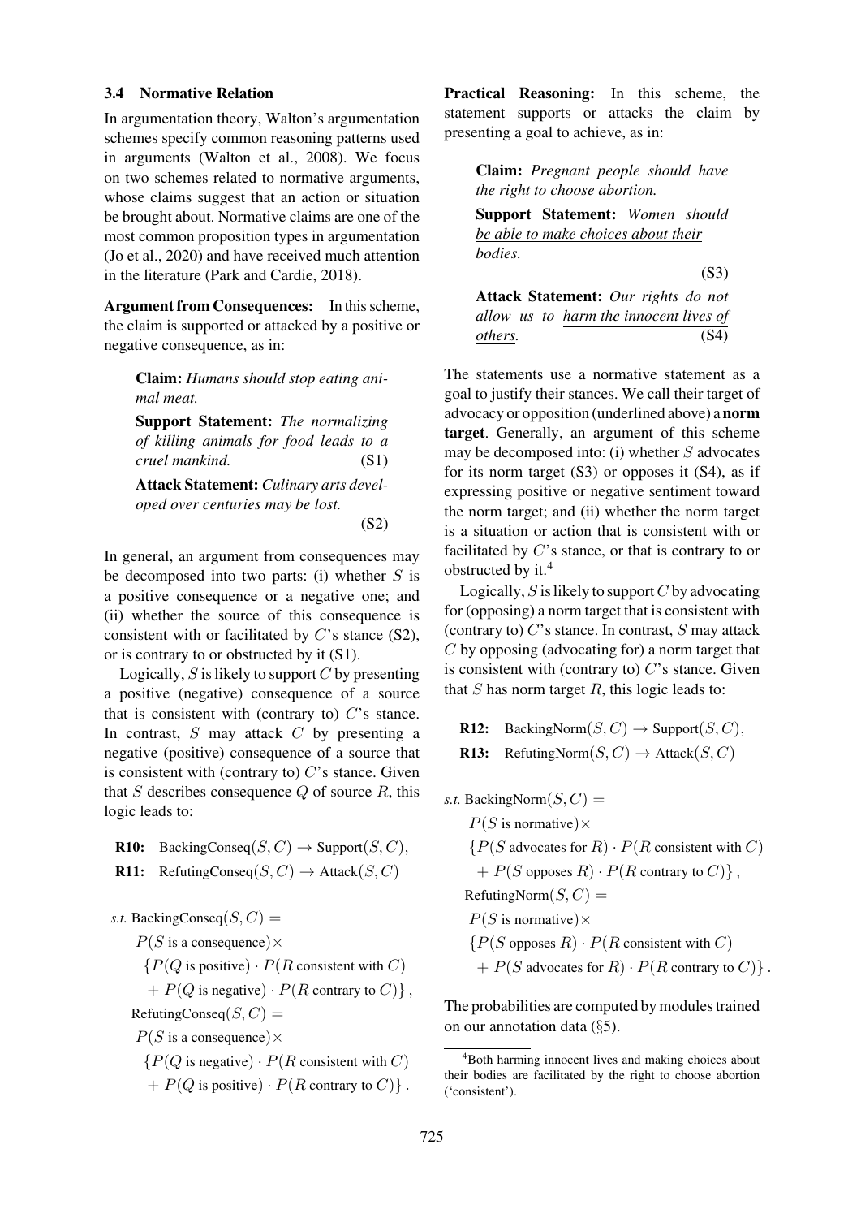### 3.4 Normative Relation

In argumentation theory, Walton's argumentation schemes specify common reasoning patterns used in arguments (Walton et al., 2008). We focus on two schemes related to normative arguments, whose claims suggest that an action or situation be brought about. Normative claims are one of the most common proposition types in argumentation (Jo et al., 2020) and have received much attention in the literature (Park and Cardie, 2018).

**Argument from Consequences:** In this scheme, the claim is supported or attacked by a positive or negative consequence, as in:

> **Claim:** *Humans should stop eating animal meat.*
>
> **Support Statement:** *The normalizing of killing animals for food leads to a cruel mankind.* (S1)
>
> **Attack Statement:** *Culinary arts developed over centuries may be lost.* (S2)

In general, an argument from consequences may be decomposed into two parts: (i) whether $S$ is a positive consequence or a negative one; and (ii) whether the source of this consequence is consistent with or facilitated by $C$'s stance (S2), or is contrary to or obstructed by it (S1).

Logically, $S$ is likely to support $C$ by presenting a positive (negative) consequence of a source that is consistent with (contrary to) $C$'s stance. In contrast, $S$ may attack $C$ by presenting a negative (positive) consequence of a source that is consistent with (contrary to) $C$'s stance. Given that $S$ describes consequence $Q$ of source $R$, this logic leads to:

**R10:** $\text{BackingConseq}(S, C) \rightarrow \text{Support}(S, C)$,

**R11:** $\text{RefutingConseq}(S, C) \rightarrow \text{Attack}(S, C)$

$$
\begin{aligned}
&\textit{s.t. } \text{BackingConseq}(S, C) = \\
&\quad P(S \text{ is a consequence}) \times \\
&\quad \{P(Q \text{ is positive}) \cdot P(R \text{ consistent with } C) \\
&\quad + P(Q \text{ is negative}) \cdot P(R \text{ contrary to } C)\}, \\
&\text{RefutingConseq}(S, C) = \\
&\quad P(S \text{ is a consequence}) \times \\
&\quad \{P(Q \text{ is negative}) \cdot P(R \text{ consistent with } C) \\
&\quad + P(Q \text{ is positive}) \cdot P(R \text{ contrary to } C)\}.
\end{aligned}
$$

**Practical Reasoning:** In this scheme, the statement supports or attacks the claim by presenting a goal to achieve, as in:

> **Claim:** *Pregnant people should have the right to choose abortion.*
>
> **Support Statement:** *Women should be able to make choices about their bodies.* (S3)
>
> **Attack Statement:** *Our rights do not allow us to harm the innocent lives of others.* (S4)

The statements use a normative statement as a goal to justify their stances. We call their target of advocacy or opposition (underlined above) a **norm target**. Generally, an argument of this scheme may be decomposed into: (i) whether $S$ advocates for its norm target (S3) or opposes it (S4), as if expressing positive or negative sentiment toward the norm target; and (ii) whether the norm target is a situation or action that is consistent with or facilitated by $C$'s stance, or that is contrary to or obstructed by it.[4]

Logically, $S$ is likely to support $C$ by advocating for (opposing) a norm target that is consistent with (contrary to) $C$'s stance. In contrast, $S$ may attack $C$ by opposing (advocating for) a norm target that is consistent with (contrary to) $C$'s stance. Given that $S$ has norm target $R$, this logic leads to:

**R12:** $\text{BackingNorm}(S, C) \rightarrow \text{Support}(S, C)$,

**R13:** $\text{RefutingNorm}(S, C) \rightarrow \text{Attack}(S, C)$

$$
\begin{aligned}
&\textit{s.t. } \text{BackingNorm}(S, C) = \\
&\quad P(S \text{ is normative}) \times \\
&\quad \{P(S \text{ advocates for } R) \cdot P(R \text{ consistent with } C) \\
&\quad + P(S \text{ opposes } R) \cdot P(R \text{ contrary to } C)\}, \\
&\text{RefutingNorm}(S, C) = \\
&\quad P(S \text{ is normative}) \times \\
&\quad \{P(S \text{ opposes } R) \cdot P(R \text{ consistent with } C) \\
&\quad + P(S \text{ advocates for } R) \cdot P(R \text{ contrary to } C)\}.
\end{aligned}
$$

The probabilities are computed by modules trained on our annotation data (§5).

[4] Both harming innocent lives and making choices about their bodies are facilitated by the right to choose abortion ('consistent').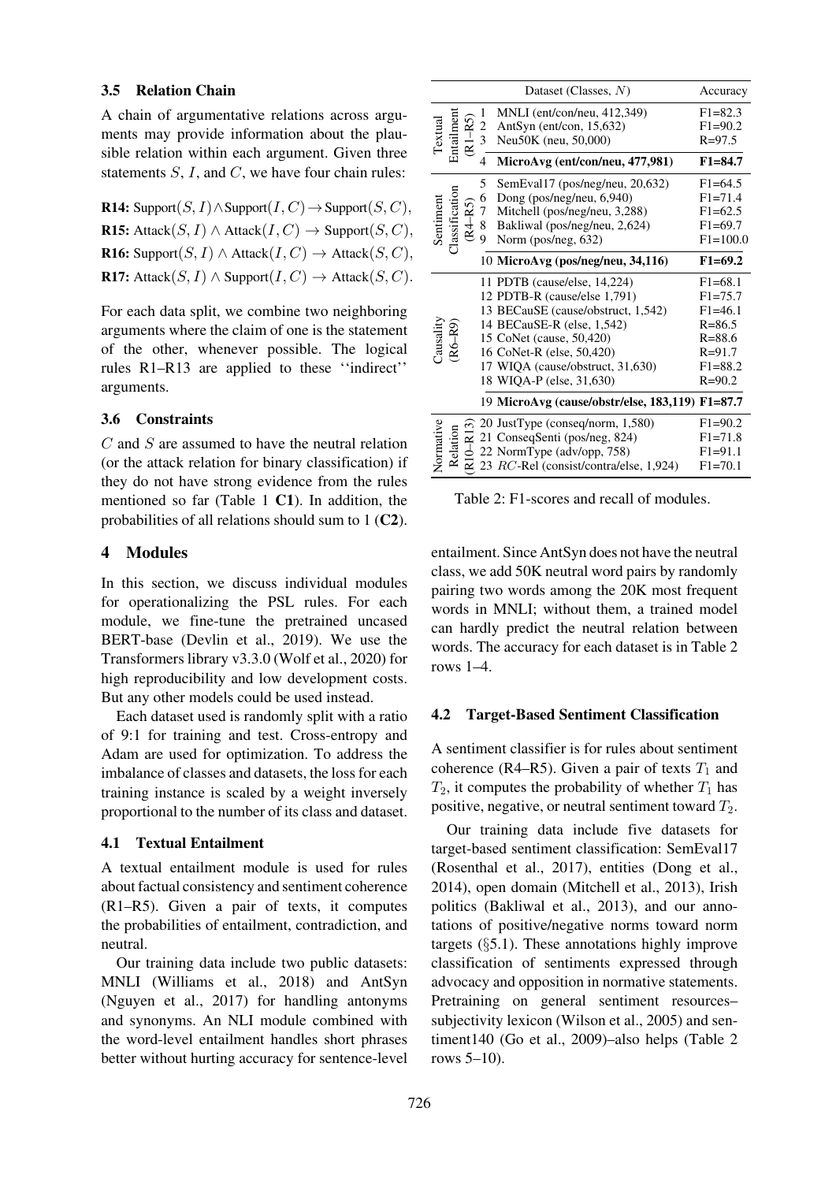### 3.5 Relation Chain

A chain of argumentative relations across arguments may provide information about the plausible relation within each argument. Given three statements $S$, $I$, and $C$, we have four chain rules:

**R14:** Support$(S, I) \wedge$Support$(I, C) \rightarrow$ Support$(S, C)$,
**R15:** Attack$(S, I) \wedge$ Attack$(I, C) \rightarrow$ Support$(S, C)$,
**R16:** Support$(S, I) \wedge$ Attack$(I, C) \rightarrow$ Attack$(S, C)$,
**R17:** Attack$(S, I) \wedge$ Support$(I, C) \rightarrow$ Attack$(S, C)$.

For each data split, we combine two neighboring arguments where the claim of one is the statement of the other, whenever possible. The logical rules R1–R13 are applied to these ''indirect'' arguments.

### 3.6 Constraints

$C$ and $S$ are assumed to have the neutral relation (or the attack relation for binary classification) if they do not have strong evidence from the rules mentioned so far (Table 1 **C1**). In addition, the probabilities of all relations should sum to 1 (**C2**).

## 4 Modules

In this section, we discuss individual modules for operationalizing the PSL rules. For each module, we fine-tune the pretrained uncased BERT-base (Devlin et al., 2019). We use the Transformers library v3.3.0 (Wolf et al., 2020) for high reproducibility and low development costs. But any other models could be used instead.

Each dataset used is randomly split with a ratio of 9:1 for training and test. Cross-entropy and Adam are used for optimization. To address the imbalance of classes and datasets, the loss for each training instance is scaled by a weight inversely proportional to the number of its class and dataset.

### 4.1 Textual Entailment

A textual entailment module is used for rules about factual consistency and sentiment coherence (R1–R5). Given a pair of texts, it computes the probabilities of entailment, contradiction, and neutral.

Our training data include two public datasets: MNLI (Williams et al., 2018) and AntSyn (Nguyen et al., 2017) for handling antonyms and synonyms. An NLI module combined with the word-level entailment handles short phrases better without hurting accuracy for sentence-level entailment. Since AntSyn does not have the neutral class, we add 50K neutral word pairs by randomly pairing two words among the 20K most frequent words in MNLI; without them, a trained model can hardly predict the neutral relation between words. The accuracy for each dataset is in Table 2 rows 1–4.

| | | Dataset (Classes, $N$) | Accuracy |
|---|---|---|---|
| Textual Entailment (R1–R5) | 1 | MNLI (ent/con/neu, 412,349) | F1=82.3 |
| | 2 | AntSyn (ent/con, 15,632) | F1=90.2 |
| | 3 | Neu50K (neu, 50,000) | R=97.5 |
| | 4 | **MicroAvg (ent/con/neu, 477,981)** | **F1=84.7** |
| Sentiment Classification (R4–R5) | 5 | SemEval17 (pos/neg/neu, 20,632) | F1=64.5 |
| | 6 | Dong (pos/neg/neu, 6,940) | F1=71.4 |
| | 7 | Mitchell (pos/neg/neu, 3,288) | F1=62.5 |
| | 8 | Bakliwal (pos/neg/neu, 2,624) | F1=69.7 |
| | 9 | Norm (pos/neg, 632) | F1=100.0 |
| | 10 | **MicroAvg (pos/neg/neu, 34,116)** | **F1=69.2** |
| Causality (R6–R9) | 11 | PDTB (cause/else, 14,224) | F1=68.1 |
| | 12 | PDTB-R (cause/else 1,791) | F1=75.7 |
| | 13 | BECauSE (cause/obstruct, 1,542) | F1=46.1 |
| | 14 | BECauSE-R (else, 1,542) | R=86.5 |
| | 15 | CoNet (cause, 50,420) | R=88.6 |
| | 16 | CoNet-R (else, 50,420) | R=91.7 |
| | 17 | WIQA (cause/obstruct, 31,630) | F1=88.2 |
| | 18 | WIQA-P (else, 31,630) | R=90.2 |
| | 19 | **MicroAvg (cause/obstr/else, 183,119)** | **F1=87.7** |
| Normative Relation (R10–R13) | 20 | JustType (conseq/norm, 1,580) | F1=90.2 |
| | 21 | ConseqSenti (pos/neg, 824) | F1=71.8 |
| | 22 | NormType (adv/opp, 758) | F1=91.1 |
| | 23 | $RC$-Rel (consist/contra/else, 1,924) | F1=70.1 |

Table 2: F1-scores and recall of modules.

### 4.2 Target-Based Sentiment Classification

A sentiment classifier is for rules about sentiment coherence (R4–R5). Given a pair of texts $T_1$ and $T_2$, it computes the probability of whether $T_1$ has positive, negative, or neutral sentiment toward $T_2$.

Our training data include five datasets for target-based sentiment classification: SemEval17 (Rosenthal et al., 2017), entities (Dong et al., 2014), open domain (Mitchell et al., 2013), Irish politics (Bakliwal et al., 2013), and our annotations of positive/negative norms toward norm targets (§5.1). These annotations highly improve classification of sentiments expressed through advocacy and opposition in normative statements. Pretraining on general sentiment resources– subjectivity lexicon (Wilson et al., 2005) and sentiment140 (Go et al., 2009)–also helps (Table 2 rows 5–10).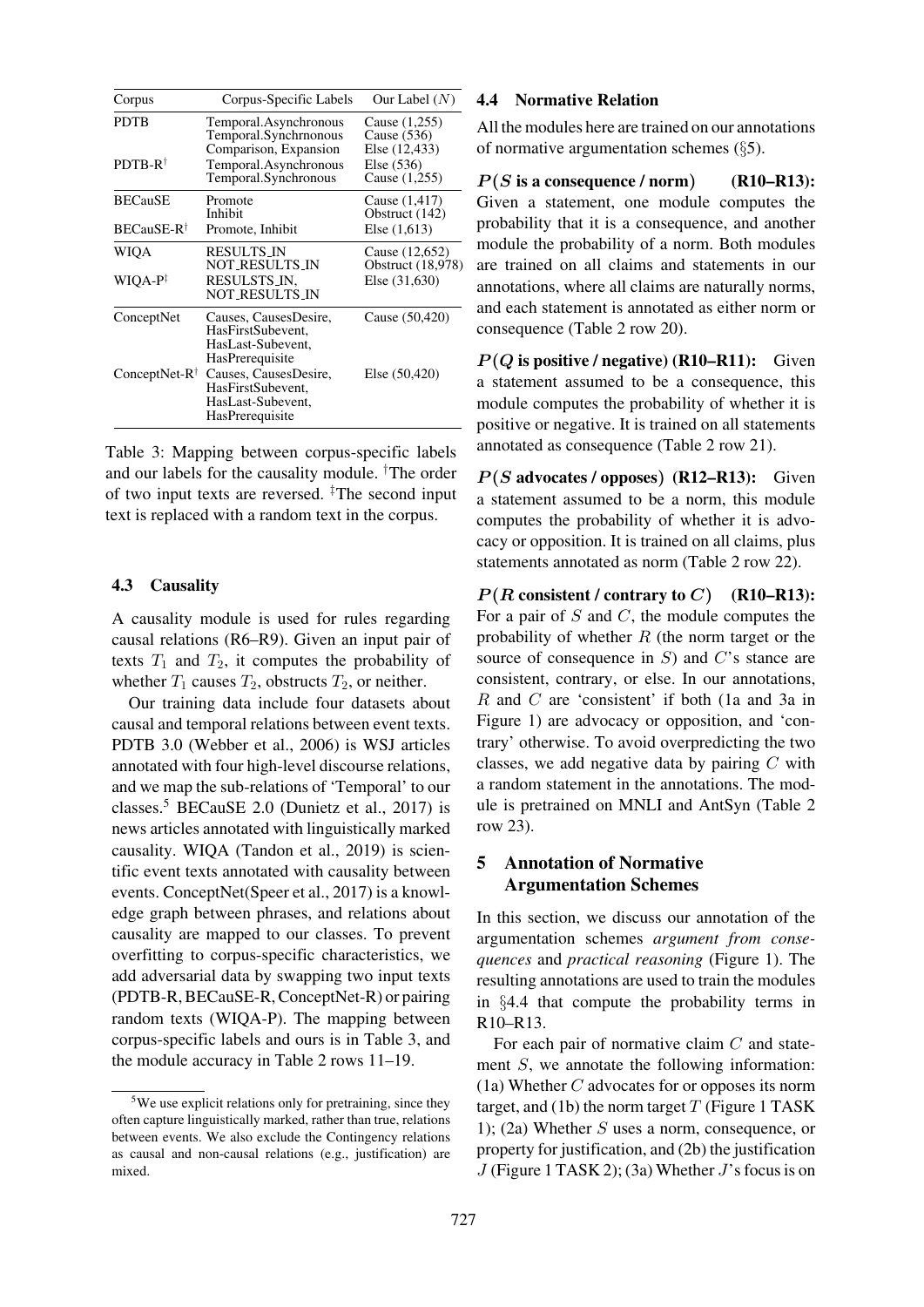| Corpus | Corpus-Specific Labels | Our Label ($N$) |
|---|---|---|
| PDTB | Temporal.Asynchronous | Cause (1,255) |
| | Temporal.Synchrnonous | Cause (536) |
| | Comparison, Expansion | Else (12,433) |
| PDTB-R[†] | Temporal.Asynchronous | Else (536) |
| | Temporal.Synchronous | Cause (1,255) |
| BECauSE | Promote | Cause (1,417) |
| | Inhibit | Obstruct (142) |
| BECauSE-R[†] | Promote, Inhibit | Else (1,613) |
| WIQA | RESULTS_IN | Cause (12,652) |
| | NOT_RESULTS_IN | Obstruct (18,978) |
| WIQA-P[‡] | RESULSTS_IN, NOT_RESULTS_IN | Else (31,630) |
| ConceptNet | Causes, CausesDesire, HasFirstSubevent, HasLast-Subevent, HasPrerequisite | Cause (50,420) |
| ConceptNet-R[†] | Causes, CausesDesire, HasFirstSubevent, HasLast-Subevent, HasPrerequisite | Else (50,420) |

Table 3: Mapping between corpus-specific labels and our labels for the causality module. [†]The order of two input texts are reversed. [‡]The second input text is replaced with a random text in the corpus.

### 4.3 Causality

A causality module is used for rules regarding causal relations (R6–R9). Given an input pair of texts $T_1$ and $T_2$, it computes the probability of whether $T_1$ causes $T_2$, obstructs $T_2$, or neither.

Our training data include four datasets about causal and temporal relations between event texts. PDTB 3.0 (Webber et al., 2006) is WSJ articles annotated with four high-level discourse relations, and we map the sub-relations of 'Temporal' to our classes.[5] BECauSE 2.0 (Dunietz et al., 2017) is news articles annotated with linguistically marked causality. WIQA (Tandon et al., 2019) is scientific event texts annotated with causality between events. ConceptNet(Speer et al., 2017) is a knowledge graph between phrases, and relations about causality are mapped to our classes. To prevent overfitting to corpus-specific characteristics, we add adversarial data by swapping two input texts (PDTB-R, BECauSE-R, ConceptNet-R) or pairing random texts (WIQA-P). The mapping between corpus-specific labels and ours is in Table 3, and the module accuracy in Table 2 rows 11–19.

[5]We use explicit relations only for pretraining, since they often capture linguistically marked, rather than true, relations between events. We also exclude the Contingency relations as causal and non-causal relations (e.g., justification) are mixed.

### 4.4 Normative Relation

All the modules here are trained on our annotations of normative argumentation schemes (§5).

**$P(S$ is a consequence / norm$)$ (R10–R13):** Given a statement, one module computes the probability that it is a consequence, and another module the probability of a norm. Both modules are trained on all claims and statements in our annotations, where all claims are naturally norms, and each statement is annotated as either norm or consequence (Table 2 row 20).

**$P(Q$ is positive / negative$)$ (R10–R11):** Given a statement assumed to be a consequence, this module computes the probability of whether it is positive or negative. It is trained on all statements annotated as consequence (Table 2 row 21).

**$P(S$ advocates / opposes$)$ (R12–R13):** Given a statement assumed to be a norm, this module computes the probability of whether it is advocacy or opposition. It is trained on all claims, plus statements annotated as norm (Table 2 row 22).

**$P(R$ consistent / contrary to $C)$ (R10–R13):** For a pair of $S$ and $C$, the module computes the probability of whether $R$ (the norm target or the source of consequence in $S$) and $C$'s stance are consistent, contrary, or else. In our annotations, $R$ and $C$ are 'consistent' if both (1a and 3a in Figure 1) are advocacy or opposition, and 'contrary' otherwise. To avoid overpredicting the two classes, we add negative data by pairing $C$ with a random statement in the annotations. The module is pretrained on MNLI and AntSyn (Table 2 row 23).

## 5 Annotation of Normative Argumentation Schemes

In this section, we discuss our annotation of the argumentation schemes *argument from consequences* and *practical reasoning* (Figure 1). The resulting annotations are used to train the modules in §4.4 that compute the probability terms in R10–R13.

For each pair of normative claim $C$ and statement $S$, we annotate the following information: (1a) Whether $C$ advocates for or opposes its norm target, and (1b) the norm target $T$ (Figure 1 TASK 1); (2a) Whether $S$ uses a norm, consequence, or property for justification, and (2b) the justification $J$ (Figure 1 TASK 2); (3a) Whether $J$'s focus is on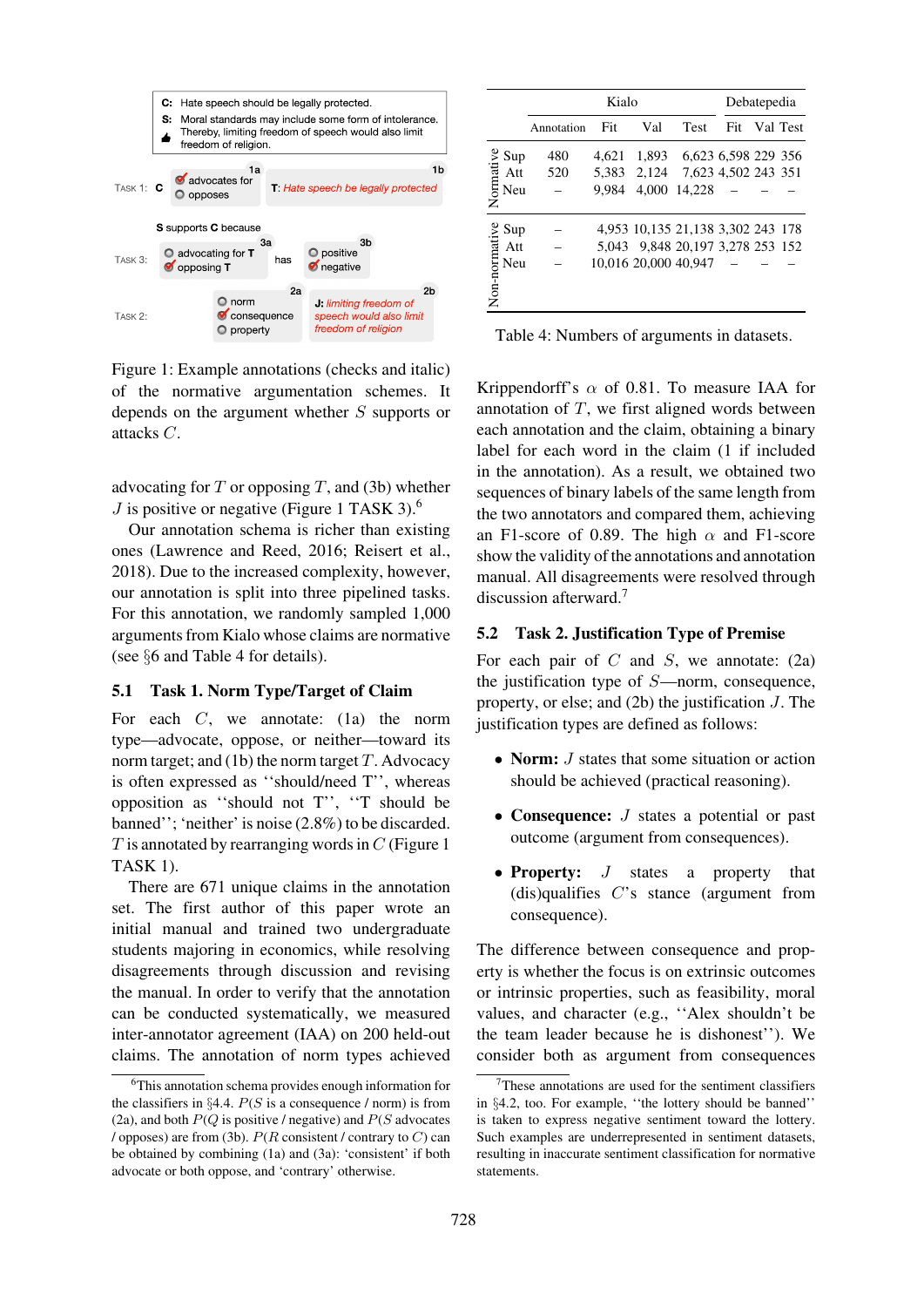C: Hate speech should be legally protected.
S: Moral standards may include some form of intolerance. Thereby, limiting freedom of speech would also limit freedom of religion.

TASK 1: C — 1a: advocates for / opposes — 1b: T: *Hate speech be legally protected*

S supports C because

TASK 3: 3a: advocating for T / opposing T — has — 3b: positive / negative

TASK 2: 2a: norm / consequence / property — 2b: J: *limiting freedom of speech would also limit freedom of religion*

Figure 1: Example annotations (checks and italic) of the normative argumentation schemes. It depends on the argument whether $S$ supports or attacks $C$.

advocating for $T$ or opposing $T$, and (3b) whether $J$ is positive or negative (Figure 1 TASK 3).[6]

Our annotation schema is richer than existing ones (Lawrence and Reed, 2016; Reisert et al., 2018). Due to the increased complexity, however, our annotation is split into three pipelined tasks. For this annotation, we randomly sampled 1,000 arguments from Kialo whose claims are normative (see §6 and Table 4 for details).

## 5.1 Task 1. Norm Type/Target of Claim

For each $C$, we annotate: (1a) the norm type—advocate, oppose, or neither—toward its norm target; and (1b) the norm target $T$. Advocacy is often expressed as ''should/need T'', whereas opposition as ''should not T'', ''T should be banned''; 'neither' is noise (2.8%) to be discarded. $T$ is annotated by rearranging words in $C$ (Figure 1 TASK 1).

There are 671 unique claims in the annotation set. The first author of this paper wrote an initial manual and trained two undergraduate students majoring in economics, while resolving disagreements through discussion and revising the manual. In order to verify that the annotation can be conducted systematically, we measured inter-annotator agreement (IAA) on 200 held-out claims. The annotation of norm types achieved Krippendorff's $\alpha$ of 0.81. To measure IAA for annotation of $T$, we first aligned words between each annotation and the claim, obtaining a binary label for each word in the claim (1 if included in the annotation). As a result, we obtained two sequences of binary labels of the same length from the two annotators and compared them, achieving an F1-score of 0.89. The high $\alpha$ and F1-score show the validity of the annotations and annotation manual. All disagreements were resolved through discussion afterward.[7]

[6] This annotation schema provides enough information for the classifiers in §4.4. $P(S$ is a consequence / norm) is from (2a), and both $P(Q$ is positive / negative) and $P(S$ advocates / opposes) are from (3b). $P(R$ consistent / contrary to $C)$ can be obtained by combining (1a) and (3a): 'consistent' if both advocate or both oppose, and 'contrary' otherwise.

[7] These annotations are used for the sentiment classifiers in §4.2, too. For example, ''the lottery should be banned'' is taken to express negative sentiment toward the lottery. Such examples are underrepresented in sentiment datasets, resulting in inaccurate sentiment classification for normative statements.

| | | Kialo | | | | Debatepedia | | |
|---|---|---|---|---|---|---|---|---|
| | | Annotation | Fit | Val | Test | Fit | Val | Test |
| Normative | Sup | 480 | 4,621 | 1,893 | 6,623 | 6,598 | 229 | 356 |
| | Att | 520 | 5,383 | 2,124 | 7,623 | 4,502 | 243 | 351 |
| | Neu | – | 9,984 | 4,000 | 14,228 | – | – | – |
| Non-normative | Sup | – | 4,953 | 10,135 | 21,138 | 3,302 | 243 | 178 |
| | Att | – | 5,043 | 9,848 | 20,197 | 3,278 | 253 | 152 |
| | Neu | – | 10,016 | 20,000 | 40,947 | – | – | – |

Table 4: Numbers of arguments in datasets.

## 5.2 Task 2. Justification Type of Premise

For each pair of $C$ and $S$, we annotate: (2a) the justification type of $S$—norm, consequence, property, or else; and (2b) the justification $J$. The justification types are defined as follows:

- **Norm:** $J$ states that some situation or action should be achieved (practical reasoning).
- **Consequence:** $J$ states a potential or past outcome (argument from consequences).
- **Property:** $J$ states a property that (dis)qualifies $C$'s stance (argument from consequence).

The difference between consequence and property is whether the focus is on extrinsic outcomes or intrinsic properties, such as feasibility, moral values, and character (e.g., ''Alex shouldn't be the team leader because he is dishonest''). We consider both as argument from consequences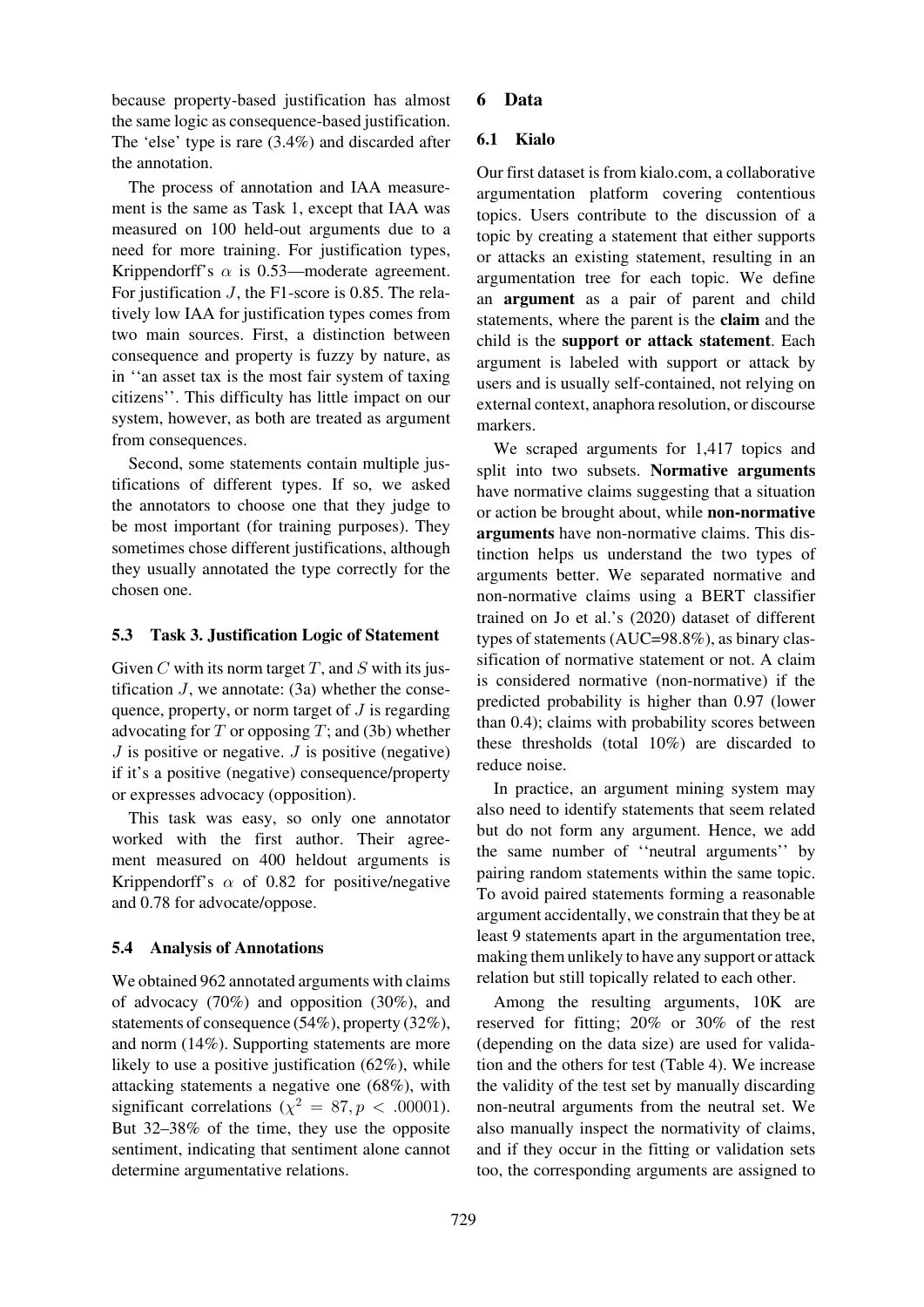because property-based justification has almost the same logic as consequence-based justification. The 'else' type is rare (3.4%) and discarded after the annotation.

The process of annotation and IAA measurement is the same as Task 1, except that IAA was measured on 100 held-out arguments due to a need for more training. For justification types, Krippendorff's $\alpha$ is 0.53—moderate agreement. For justification $J$, the F1-score is 0.85. The relatively low IAA for justification types comes from two main sources. First, a distinction between consequence and property is fuzzy by nature, as in ''an asset tax is the most fair system of taxing citizens''. This difficulty has little impact on our system, however, as both are treated as argument from consequences.

Second, some statements contain multiple justifications of different types. If so, we asked the annotators to choose one that they judge to be most important (for training purposes). They sometimes chose different justifications, although they usually annotated the type correctly for the chosen one.

### 5.3 Task 3. Justification Logic of Statement

Given $C$ with its norm target $T$, and $S$ with its justification $J$, we annotate: (3a) whether the consequence, property, or norm target of $J$ is regarding advocating for $T$ or opposing $T$; and (3b) whether $J$ is positive or negative. $J$ is positive (negative) if it's a positive (negative) consequence/property or expresses advocacy (opposition).

This task was easy, so only one annotator worked with the first author. Their agreement measured on 400 heldout arguments is Krippendorff's $\alpha$ of 0.82 for positive/negative and 0.78 for advocate/oppose.

### 5.4 Analysis of Annotations

We obtained 962 annotated arguments with claims of advocacy (70%) and opposition (30%), and statements of consequence (54%), property (32%), and norm (14%). Supporting statements are more likely to use a positive justification (62%), while attacking statements a negative one (68%), with significant correlations ($\chi^2 = 87, p < .00001$). But 32–38% of the time, they use the opposite sentiment, indicating that sentiment alone cannot determine argumentative relations.

## 6 Data

### 6.1 Kialo

Our first dataset is from kialo.com, a collaborative argumentation platform covering contentious topics. Users contribute to the discussion of a topic by creating a statement that either supports or attacks an existing statement, resulting in an argumentation tree for each topic. We define an **argument** as a pair of parent and child statements, where the parent is the **claim** and the child is the **support or attack statement**. Each argument is labeled with support or attack by users and is usually self-contained, not relying on external context, anaphora resolution, or discourse markers.

We scraped arguments for 1,417 topics and split into two subsets. **Normative arguments** have normative claims suggesting that a situation or action be brought about, while **non-normative arguments** have non-normative claims. This distinction helps us understand the two types of arguments better. We separated normative and non-normative claims using a BERT classifier trained on Jo et al.'s (2020) dataset of different types of statements (AUC=98.8%), as binary classification of normative statement or not. A claim is considered normative (non-normative) if the predicted probability is higher than 0.97 (lower than 0.4); claims with probability scores between these thresholds (total 10%) are discarded to reduce noise.

In practice, an argument mining system may also need to identify statements that seem related but do not form any argument. Hence, we add the same number of ''neutral arguments'' by pairing random statements within the same topic. To avoid paired statements forming a reasonable argument accidentally, we constrain that they be at least 9 statements apart in the argumentation tree, making them unlikely to have any support or attack relation but still topically related to each other.

Among the resulting arguments, 10K are reserved for fitting; 20% or 30% of the rest (depending on the data size) are used for validation and the others for test (Table 4). We increase the validity of the test set by manually discarding non-neutral arguments from the neutral set. We also manually inspect the normativity of claims, and if they occur in the fitting or validation sets too, the corresponding arguments are assigned to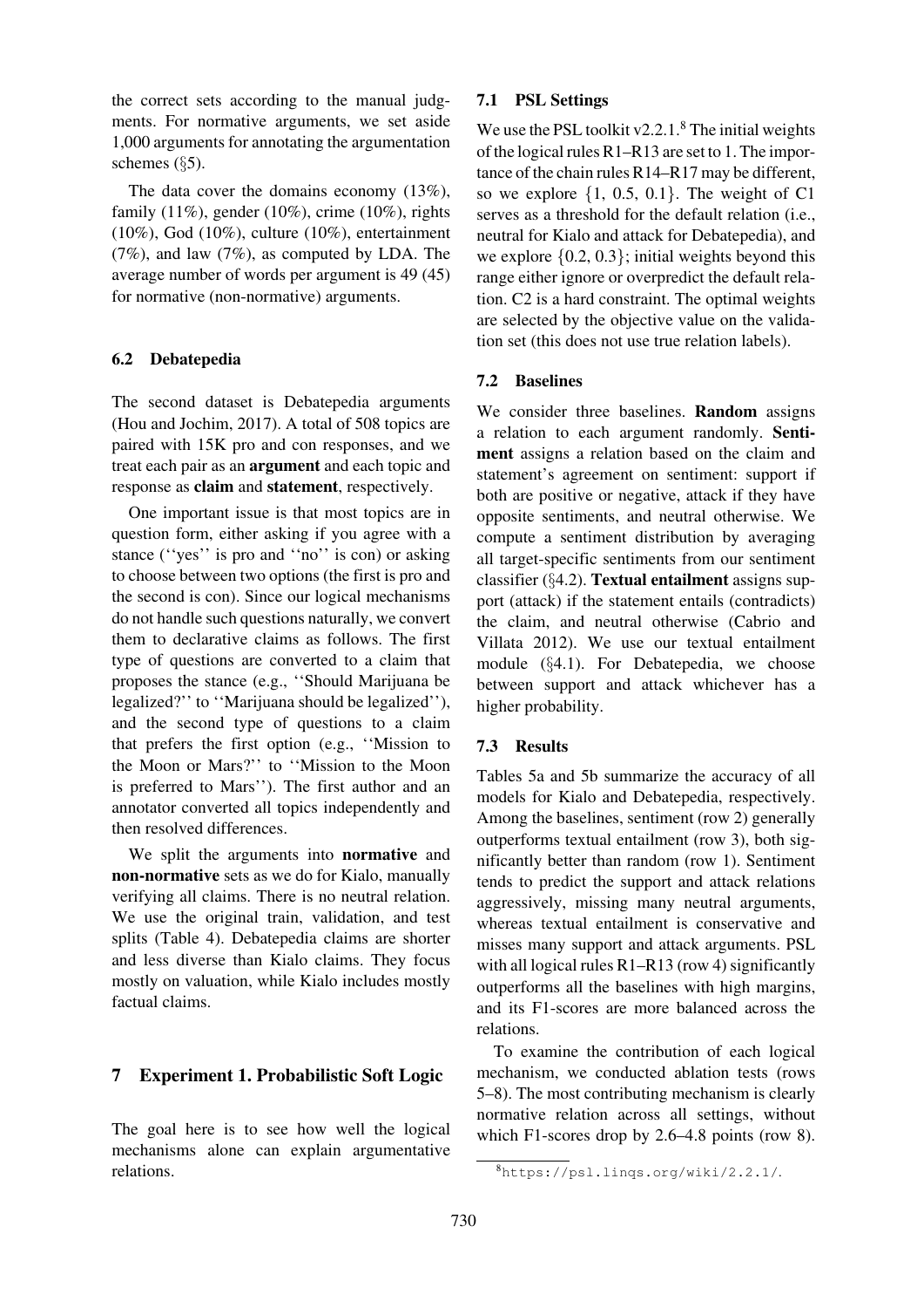the correct sets according to the manual judgments. For normative arguments, we set aside 1,000 arguments for annotating the argumentation schemes (§5).

The data cover the domains economy (13%), family (11%), gender (10%), crime (10%), rights (10%), God (10%), culture (10%), entertainment (7%), and law (7%), as computed by LDA. The average number of words per argument is 49 (45) for normative (non-normative) arguments.

### 6.2 Debatepedia

The second dataset is Debatepedia arguments (Hou and Jochim, 2017). A total of 508 topics are paired with 15K pro and con responses, and we treat each pair as an **argument** and each topic and response as **claim** and **statement**, respectively.

One important issue is that most topics are in question form, either asking if you agree with a stance (''yes'' is pro and ''no'' is con) or asking to choose between two options (the first is pro and the second is con). Since our logical mechanisms do not handle such questions naturally, we convert them to declarative claims as follows. The first type of questions are converted to a claim that proposes the stance (e.g., ''Should Marijuana be legalized?'' to ''Marijuana should be legalized''), and the second type of questions to a claim that prefers the first option (e.g., ''Mission to the Moon or Mars?'' to ''Mission to the Moon is preferred to Mars''). The first author and an annotator converted all topics independently and then resolved differences.

We split the arguments into **normative** and **non-normative** sets as we do for Kialo, manually verifying all claims. There is no neutral relation. We use the original train, validation, and test splits (Table 4). Debatepedia claims are shorter and less diverse than Kialo claims. They focus mostly on valuation, while Kialo includes mostly factual claims.

## 7 Experiment 1. Probabilistic Soft Logic

The goal here is to see how well the logical mechanisms alone can explain argumentative relations.

### 7.1 PSL Settings

We use the PSL toolkit v2.2.1.[8] The initial weights of the logical rules R1–R13 are set to 1. The importance of the chain rules R14–R17 may be different, so we explore $\{1, 0.5, 0.1\}$. The weight of C1 serves as a threshold for the default relation (i.e., neutral for Kialo and attack for Debatepedia), and we explore $\{0.2, 0.3\}$; initial weights beyond this range either ignore or overpredict the default relation. C2 is a hard constraint. The optimal weights are selected by the objective value on the validation set (this does not use true relation labels).

### 7.2 Baselines

We consider three baselines. **Random** assigns a relation to each argument randomly. **Sentiment** assigns a relation based on the claim and statement's agreement on sentiment: support if both are positive or negative, attack if they have opposite sentiments, and neutral otherwise. We compute a sentiment distribution by averaging all target-specific sentiments from our sentiment classifier (§4.2). **Textual entailment** assigns support (attack) if the statement entails (contradicts) the claim, and neutral otherwise (Cabrio and Villata 2012). We use our textual entailment module (§4.1). For Debatepedia, we choose between support and attack whichever has a higher probability.

### 7.3 Results

Tables 5a and 5b summarize the accuracy of all models for Kialo and Debatepedia, respectively. Among the baselines, sentiment (row 2) generally outperforms textual entailment (row 3), both significantly better than random (row 1). Sentiment tends to predict the support and attack relations aggressively, missing many neutral arguments, whereas textual entailment is conservative and misses many support and attack arguments. PSL with all logical rules R1–R13 (row 4) significantly outperforms all the baselines with high margins, and its F1-scores are more balanced across the relations.

To examine the contribution of each logical mechanism, we conducted ablation tests (rows 5–8). The most contributing mechanism is clearly normative relation across all settings, without which F1-scores drop by 2.6–4.8 points (row 8).

[8] https://psl.linqs.org/wiki/2.2.1/.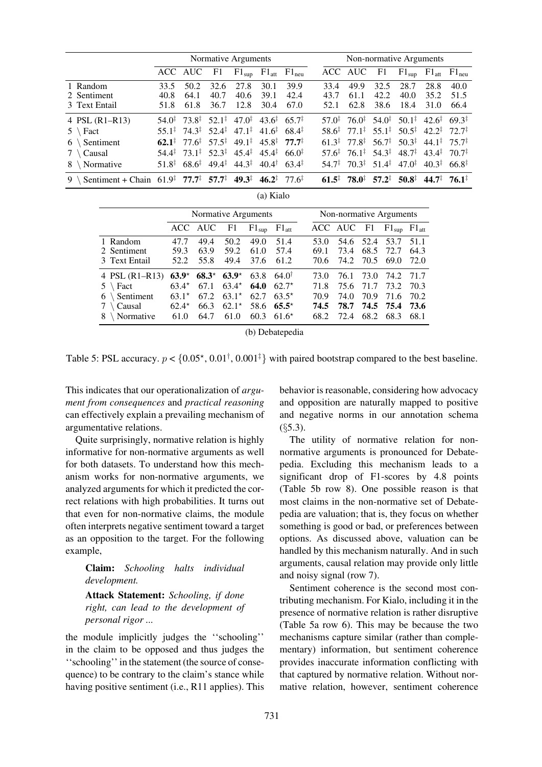| | Normative Arguments | | | | | | Non-normative Arguments | | | | | |
|---|---|---|---|---|---|---|---|---|---|---|---|---|
| | ACC | AUC | F1 | $F1_{sup}$ | $F1_{att}$ | $F1_{neu}$ | ACC | AUC | F1 | $F1_{sup}$ | $F1_{att}$ | $F1_{neu}$ |
| 1 Random | 33.5 | 50.2 | 32.6 | 27.8 | 30.1 | 39.9 | 33.4 | 49.9 | 32.5 | 28.7 | 28.8 | 40.0 |
| 2 Sentiment | 40.8 | 64.1 | 40.7 | 40.6 | 39.1 | 42.4 | 43.7 | 61.1 | 42.2 | 40.0 | 35.2 | 51.5 |
| 3 Text Entail | 51.8 | 61.8 | 36.7 | 12.8 | 30.4 | 67.0 | 52.1 | 62.8 | 38.6 | 18.4 | 31.0 | 66.4 |
| 4 PSL (R1–R13) | $54.0^{\ddagger}$ | $73.8^{\ddagger}$ | $52.1^{\ddagger}$ | $47.0^{\ddagger}$ | $43.6^{\ddagger}$ | $65.7^{\ddagger}$ | $57.0^{\ddagger}$ | $76.0^{\ddagger}$ | $54.0^{\ddagger}$ | $50.1^{\ddagger}$ | $42.6^{\ddagger}$ | $69.3^{\ddagger}$ |
| 5 \ Fact | $55.1^{\ddagger}$ | $74.3^{\ddagger}$ | $52.4^{\ddagger}$ | $47.1^{\ddagger}$ | $41.6^{\ddagger}$ | $68.4^{\ddagger}$ | $58.6^{\ddagger}$ | $77.1^{\ddagger}$ | $55.1^{\ddagger}$ | $50.5^{\ddagger}$ | $42.2^{\ddagger}$ | $72.7^{\ddagger}$ |
| 6 \ Sentiment | **62.1**$^{\ddagger}$ | $77.6^{\ddagger}$ | $57.5^{\ddagger}$ | $49.1^{\ddagger}$ | $45.8^{\ddagger}$ | **77.7**$^{\ddagger}$ | $61.3^{\ddagger}$ | $77.8^{\ddagger}$ | $56.7^{\ddagger}$ | $50.3^{\ddagger}$ | $44.1^{\ddagger}$ | $75.7^{\ddagger}$ |
| 7 \ Causal | $54.4^{\ddagger}$ | $73.1^{\ddagger}$ | $52.3^{\ddagger}$ | $45.4^{\ddagger}$ | $45.4^{\ddagger}$ | $66.0^{\ddagger}$ | $57.6^{\ddagger}$ | $76.1^{\ddagger}$ | $54.3^{\ddagger}$ | $48.7^{\ddagger}$ | $43.4^{\ddagger}$ | $70.7^{\ddagger}$ |
| 8 \ Normative | $51.8^{\ddagger}$ | $68.6^{\ddagger}$ | $49.4^{\ddagger}$ | $44.3^{\ddagger}$ | $40.4^{\dagger}$ | $63.4^{\ddagger}$ | $54.7^{\ddagger}$ | $70.3^{\ddagger}$ | $51.4^{\ddagger}$ | $47.0^{\ddagger}$ | $40.3^{\ddagger}$ | $66.8^{\ddagger}$ |
| 9 \ Sentiment + Chain | $61.9^{\ddagger}$ | **77.7**$^{\ddagger}$ | **57.7**$^{\ddagger}$ | **49.3**$^{\ddagger}$ | **46.2**$^{\ddagger}$ | $77.6^{\ddagger}$ | **61.5**$^{\ddagger}$ | **78.0**$^{\ddagger}$ | **57.2**$^{\ddagger}$ | **50.8**$^{\ddagger}$ | **44.7**$^{\ddagger}$ | **76.1**$^{\ddagger}$ |

(a) Kialo

| | Normative Arguments | | | | | Non-normative Arguments | | | | |
|---|---|---|---|---|---|---|---|---|---|---|
| | ACC | AUC | F1 | $F1_{sup}$ | $F1_{att}$ | ACC | AUC | F1 | $F1_{sup}$ | $F1_{att}$ |
| 1 Random | 47.7 | 49.4 | 50.2 | 49.0 | 51.4 | 53.0 | 54.6 | 52.4 | 53.7 | 51.1 |
| 2 Sentiment | 59.3 | 63.9 | 59.2 | 61.0 | 57.4 | 69.1 | 73.4 | 68.5 | 72.7 | 64.3 |
| 3 Text Entail | 52.2 | 55.8 | 49.4 | 37.6 | 61.2 | 70.6 | 74.2 | 70.5 | 69.0 | 72.0 |
| 4 PSL (R1–R13) | **63.9**$^{\star}$ | **68.3**$^{\star}$ | **63.9**$^{\star}$ | 63.8 | $64.0^{\dagger}$ | 73.0 | 76.1 | 73.0 | 74.2 | 71.7 |
| 5 \ Fact | $63.4^{\star}$ | 67.1 | $63.4^{\star}$ | **64.0** | $62.7^{\star}$ | 71.8 | 75.6 | 71.7 | 73.2 | 70.3 |
| 6 \ Sentiment | $63.1^{\star}$ | 67.2 | $63.1^{\star}$ | 62.7 | $63.5^{\star}$ | 70.9 | 74.0 | 70.9 | 71.6 | 70.2 |
| 7 \ Causal | $62.4^{\star}$ | 66.3 | $62.1^{\star}$ | 58.6 | **65.5**$^{\star}$ | **74.5** | **78.7** | **74.5** | **75.4** | **73.6** |
| 8 \ Normative | 61.0 | 64.7 | 61.0 | 60.3 | $61.6^{\star}$ | 68.2 | 72.4 | 68.2 | 68.3 | 68.1 |

(b) Debatepedia

Table 5: PSL accuracy. $p < \{0.05^{\star}, 0.01^{\dagger}, 0.001^{\ddagger}\}$ with paired bootstrap compared to the best baseline.

This indicates that our operationalization of *argument from consequences* and *practical reasoning* can effectively explain a prevailing mechanism of argumentative relations.

Quite surprisingly, normative relation is highly informative for non-normative arguments as well for both datasets. To understand how this mechanism works for non-normative arguments, we analyzed arguments for which it predicted the correct relations with high probabilities. It turns out that even for non-normative claims, the module often interprets negative sentiment toward a target as an opposition to the target. For the following example,

> **Claim:** *Schooling halts individual development.*
>
> **Attack Statement:** *Schooling, if done right, can lead to the development of personal rigor ...*

the module implicitly judges the ''schooling'' in the claim to be opposed and thus judges the ''schooling'' in the statement (the source of consequence) to be contrary to the claim's stance while having positive sentiment (i.e., R11 applies). This behavior is reasonable, considering how advocacy and opposition are naturally mapped to positive and negative norms in our annotation schema (§5.3).

The utility of normative relation for non-normative arguments is pronounced for Debatepedia. Excluding this mechanism leads to a significant drop of F1-scores by 4.8 points (Table 5b row 8). One possible reason is that most claims in the non-normative set of Debatepedia are valuation; that is, they focus on whether something is good or bad, or preferences between options. As discussed above, valuation can be handled by this mechanism naturally. And in such arguments, causal relation may provide only little and noisy signal (row 7).

Sentiment coherence is the second most contributing mechanism. For Kialo, including it in the presence of normative relation is rather disruptive (Table 5a row 6). This may be because the two mechanisms capture similar (rather than complementary) information, but sentiment coherence provides inaccurate information conflicting with that captured by normative relation. Without normative relation, however, sentiment coherence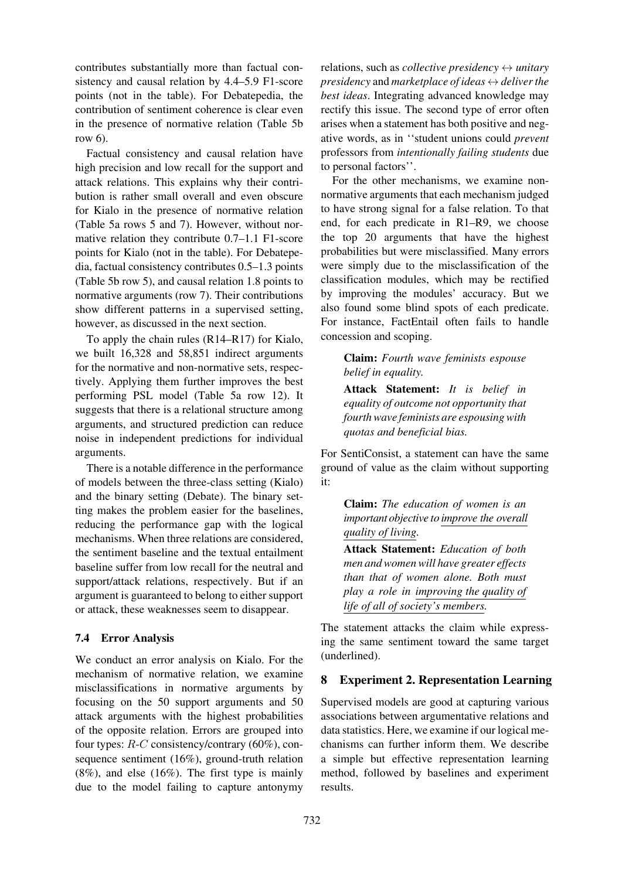contributes substantially more than factual consistency and causal relation by 4.4–5.9 F1-score points (not in the table). For Debatepedia, the contribution of sentiment coherence is clear even in the presence of normative relation (Table 5b row 6).

Factual consistency and causal relation have high precision and low recall for the support and attack relations. This explains why their contribution is rather small overall and even obscure for Kialo in the presence of normative relation (Table 5a rows 5 and 7). However, without normative relation they contribute 0.7–1.1 F1-score points for Kialo (not in the table). For Debatepedia, factual consistency contributes 0.5–1.3 points (Table 5b row 5), and causal relation 1.8 points to normative arguments (row 7). Their contributions show different patterns in a supervised setting, however, as discussed in the next section.

To apply the chain rules (R14–R17) for Kialo, we built 16,328 and 58,851 indirect arguments for the normative and non-normative sets, respectively. Applying them further improves the best performing PSL model (Table 5a row 12). It suggests that there is a relational structure among arguments, and structured prediction can reduce noise in independent predictions for individual arguments.

There is a notable difference in the performance of models between the three-class setting (Kialo) and the binary setting (Debate). The binary setting makes the problem easier for the baselines, reducing the performance gap with the logical mechanisms. When three relations are considered, the sentiment baseline and the textual entailment baseline suffer from low recall for the neutral and support/attack relations, respectively. But if an argument is guaranteed to belong to either support or attack, these weaknesses seem to disappear.

### 7.4 Error Analysis

We conduct an error analysis on Kialo. For the mechanism of normative relation, we examine misclassifications in normative arguments by focusing on the 50 support arguments and 50 attack arguments with the highest probabilities of the opposite relation. Errors are grouped into four types: $R$-$C$ consistency/contrary (60%), consequence sentiment (16%), ground-truth relation (8%), and else (16%). The first type is mainly due to the model failing to capture antonymy relations, such as *collective presidency* $\leftrightarrow$ *unitary presidency* and *marketplace of ideas* $\leftrightarrow$ *deliver the best ideas*. Integrating advanced knowledge may rectify this issue. The second type of error often arises when a statement has both positive and negative words, as in ''student unions could *prevent* professors from *intentionally failing students* due to personal factors''.

For the other mechanisms, we examine non-normative arguments that each mechanism judged to have strong signal for a false relation. To that end, for each predicate in R1–R9, we choose the top 20 arguments that have the highest probabilities but were misclassified. Many errors were simply due to the misclassification of the classification modules, which may be rectified by improving the modules' accuracy. But we also found some blind spots of each predicate. For instance, FactEntail often fails to handle concession and scoping.

> **Claim:** *Fourth wave feminists espouse belief in equality.*
>
> **Attack Statement:** *It is belief in equality of outcome not opportunity that fourth wave feminists are espousing with quotas and beneficial bias.*

For SentiConsist, a statement can have the same ground of value as the claim without supporting it:

> **Claim:** *The education of women is an important objective to improve the overall quality of living.*
>
> **Attack Statement:** *Education of both men and women will have greater effects than that of women alone. Both must play a role in improving the quality of life of all of society's members.*

The statement attacks the claim while expressing the same sentiment toward the same target (underlined).

## 8 Experiment 2. Representation Learning

Supervised models are good at capturing various associations between argumentative relations and data statistics. Here, we examine if our logical mechanisms can further inform them. We describe a simple but effective representation learning method, followed by baselines and experiment results.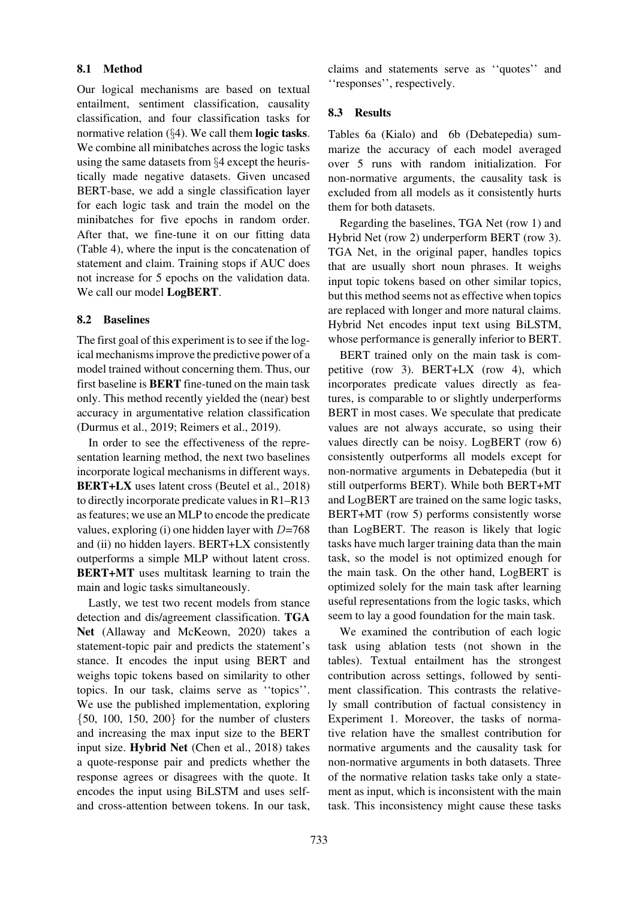### 8.1 Method

Our logical mechanisms are based on textual entailment, sentiment classification, causality classification, and four classification tasks for normative relation (§4). We call them **logic tasks**. We combine all minibatches across the logic tasks using the same datasets from §4 except the heuristically made negative datasets. Given uncased BERT-base, we add a single classification layer for each logic task and train the model on the minibatches for five epochs in random order. After that, we fine-tune it on our fitting data (Table 4), where the input is the concatenation of statement and claim. Training stops if AUC does not increase for 5 epochs on the validation data. We call our model **LogBERT**.

### 8.2 Baselines

The first goal of this experiment is to see if the logical mechanisms improve the predictive power of a model trained without concerning them. Thus, our first baseline is **BERT** fine-tuned on the main task only. This method recently yielded the (near) best accuracy in argumentative relation classification (Durmus et al., 2019; Reimers et al., 2019).

In order to see the effectiveness of the representation learning method, the next two baselines incorporate logical mechanisms in different ways. **BERT+LX** uses latent cross (Beutel et al., 2018) to directly incorporate predicate values in R1–R13 as features; we use an MLP to encode the predicate values, exploring (i) one hidden layer with $D$=768 and (ii) no hidden layers. BERT+LX consistently outperforms a simple MLP without latent cross. **BERT+MT** uses multitask learning to train the main and logic tasks simultaneously.

Lastly, we test two recent models from stance detection and dis/agreement classification. **TGA Net** (Allaway and McKeown, 2020) takes a statement-topic pair and predicts the statement's stance. It encodes the input using BERT and weighs topic tokens based on similarity to other topics. In our task, claims serve as ''topics''. We use the published implementation, exploring {50, 100, 150, 200} for the number of clusters and increasing the max input size to the BERT input size. **Hybrid Net** (Chen et al., 2018) takes a quote-response pair and predicts whether the response agrees or disagrees with the quote. It encodes the input using BiLSTM and uses self- and cross-attention between tokens. In our task, claims and statements serve as ''quotes'' and ''responses'', respectively.

### 8.3 Results

Tables 6a (Kialo) and 6b (Debatepedia) summarize the accuracy of each model averaged over 5 runs with random initialization. For non-normative arguments, the causality task is excluded from all models as it consistently hurts them for both datasets.

Regarding the baselines, TGA Net (row 1) and Hybrid Net (row 2) underperform BERT (row 3). TGA Net, in the original paper, handles topics that are usually short noun phrases. It weighs input topic tokens based on other similar topics, but this method seems not as effective when topics are replaced with longer and more natural claims. Hybrid Net encodes input text using BiLSTM, whose performance is generally inferior to BERT.

BERT trained only on the main task is competitive (row 3). BERT+LX (row 4), which incorporates predicate values directly as features, is comparable to or slightly underperforms BERT in most cases. We speculate that predicate values are not always accurate, so using their values directly can be noisy. LogBERT (row 6) consistently outperforms all models except for non-normative arguments in Debatepedia (but it still outperforms BERT). While both BERT+MT and LogBERT are trained on the same logic tasks, BERT+MT (row 5) performs consistently worse than LogBERT. The reason is likely that logic tasks have much larger training data than the main task, so the model is not optimized enough for the main task. On the other hand, LogBERT is optimized solely for the main task after learning useful representations from the logic tasks, which seem to lay a good foundation for the main task.

We examined the contribution of each logic task using ablation tests (not shown in the tables). Textual entailment has the strongest contribution across settings, followed by sentiment classification. This contrasts the relatively small contribution of factual consistency in Experiment 1. Moreover, the tasks of normative relation have the smallest contribution for normative arguments and the causality task for non-normative arguments in both datasets. Three of the normative relation tasks take only a statement as input, which is inconsistent with the main task. This inconsistency might cause these tasks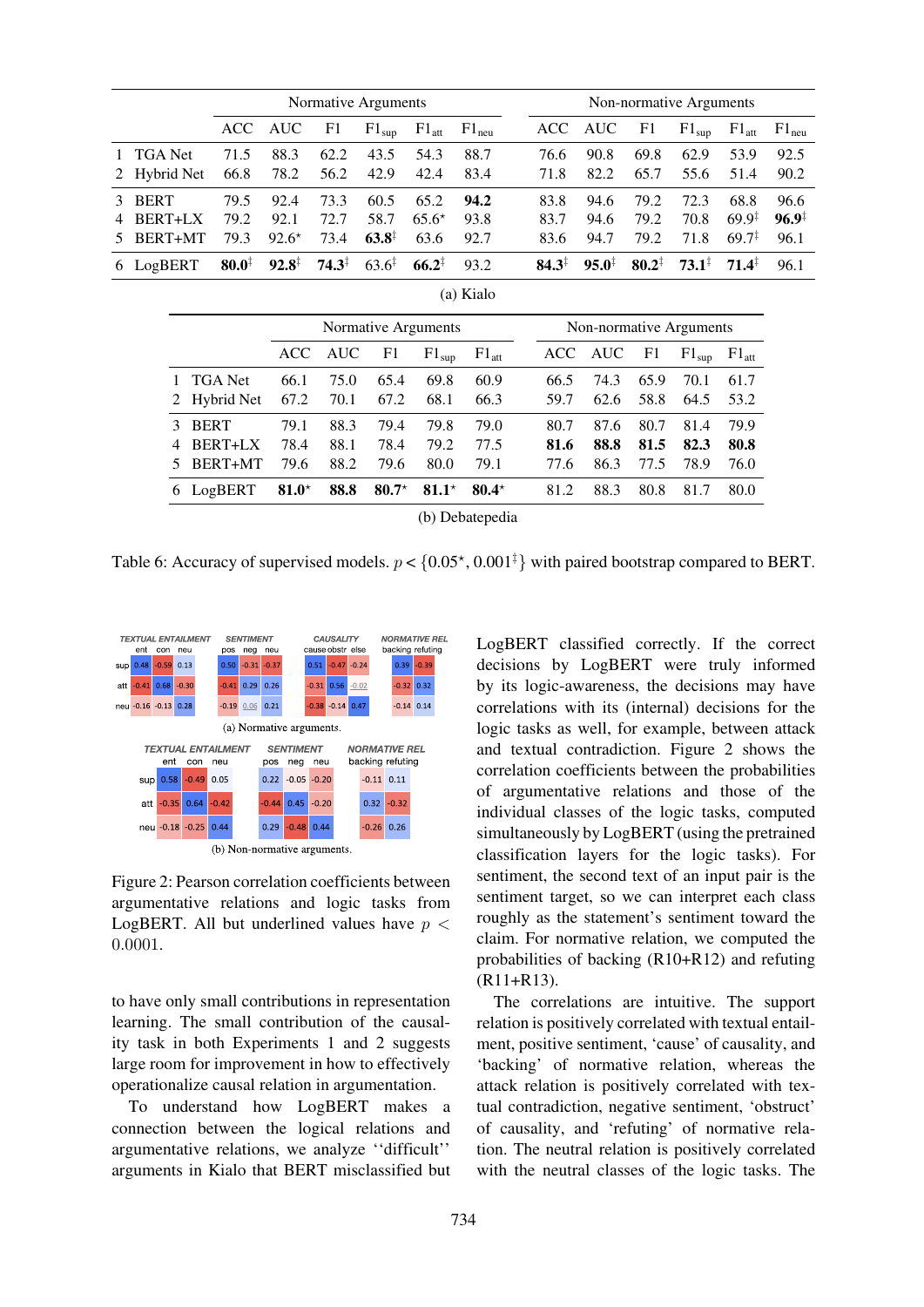| | Normative Arguments | | | | | | Non-normative Arguments | | | | | |
|---|---|---|---|---|---|---|---|---|---|---|---|---|
| | ACC | AUC | F1 | $F1_{sup}$ | $F1_{att}$ | $F1_{neu}$ | ACC | AUC | F1 | $F1_{sup}$ | $F1_{att}$ | $F1_{neu}$ |
| 1 TGA Net | 71.5 | 88.3 | 62.2 | 43.5 | 54.3 | 88.7 | 76.6 | 90.8 | 69.8 | 62.9 | 53.9 | 92.5 |
| 2 Hybrid Net | 66.8 | 78.2 | 56.2 | 42.9 | 42.4 | 83.4 | 71.8 | 82.2 | 65.7 | 55.6 | 51.4 | 90.2 |
| 3 BERT | 79.5 | 92.4 | 73.3 | 60.5 | 65.2 | **94.2** | 83.8 | 94.6 | 79.2 | 72.3 | 68.8 | 96.6 |
| 4 BERT+LX | 79.2 | 92.1 | 72.7 | 58.7 | $65.6^{\star}$ | 93.8 | 83.7 | 94.6 | 79.2 | 70.8 | $69.9^{\ddagger}$ | $\mathbf{96.9}^{\ddagger}$ |
| 5 BERT+MT | 79.3 | $92.6^{\star}$ | 73.4 | $\mathbf{63.8}^{\ddagger}$ | 63.6 | 92.7 | 83.6 | 94.7 | 79.2 | 71.8 | $69.7^{\ddagger}$ | 96.1 |
| 6 LogBERT | $\mathbf{80.0}^{\ddagger}$ | $\mathbf{92.8}^{\ddagger}$ | $\mathbf{74.3}^{\ddagger}$ | $63.6^{\ddagger}$ | $\mathbf{66.2}^{\ddagger}$ | 93.2 | $\mathbf{84.3}^{\ddagger}$ | $\mathbf{95.0}^{\ddagger}$ | $\mathbf{80.2}^{\ddagger}$ | $\mathbf{73.1}^{\ddagger}$ | $\mathbf{71.4}^{\ddagger}$ | 96.1 |

(a) Kialo

| | Normative Arguments | | | | | Non-normative Arguments | | | | |
|---|---|---|---|---|---|---|---|---|---|---|
| | ACC | AUC | F1 | $F1_{sup}$ | $F1_{att}$ | ACC | AUC | F1 | $F1_{sup}$ | $F1_{att}$ |
| 1 TGA Net | 66.1 | 75.0 | 65.4 | 69.8 | 60.9 | 66.5 | 74.3 | 65.9 | 70.1 | 61.7 |
| 2 Hybrid Net | 67.2 | 70.1 | 67.2 | 68.1 | 66.3 | 59.7 | 62.6 | 58.8 | 64.5 | 53.2 |
| 3 BERT | 79.1 | 88.3 | 79.4 | 79.8 | 79.0 | 80.7 | 87.6 | 80.7 | 81.4 | 79.9 |
| 4 BERT+LX | 78.4 | 88.1 | 78.4 | 79.2 | 77.5 | **81.6** | **88.8** | **81.5** | **82.3** | **80.8** |
| 5 BERT+MT | 79.6 | 88.2 | 79.6 | 80.0 | 79.1 | 77.6 | 86.3 | 77.5 | 78.9 | 76.0 |
| 6 LogBERT | $\mathbf{81.0}^{\star}$ | **88.8** | $\mathbf{80.7}^{\star}$ | $\mathbf{81.1}^{\star}$ | $\mathbf{80.4}^{\star}$ | 81.2 | 88.3 | 80.8 | 81.7 | 80.0 |

(b) Debatepedia

Table 6: Accuracy of supervised models. $p < \{0.05^{\star}, 0.001^{\ddagger}\}$ with paired bootstrap compared to BERT.

TEXTUAL ENTAILMENT
ent con neu
sup 0.48 -0.59 0.13
att -0.41 0.68 -0.30
neu -0.16 -0.13 0.28

SENTIMENT
pos neg neu
0.50 -0.31 -0.37
-0.41 0.29 0.26
-0.19 0.06 0.21

CAUSALITY
cause obstr else
0.51 -0.47 -0.24
-0.31 0.56 -0.02
-0.38 -0.14 0.47

NORMATIVE REL
backing refuting
0.39 -0.39
-0.32 0.32
-0.14 0.14

(a) Normative arguments.

TEXTUAL ENTAILMENT
ent con neu
sup 0.58 -0.49 0.05
att -0.35 0.64 -0.42
neu -0.18 -0.25 0.44

SENTIMENT
pos neg neu
0.22 -0.05 -0.20
-0.44 0.45 -0.20
0.29 -0.48 0.44

NORMATIVE REL
backing refuting
-0.11 0.11
0.32 -0.32
-0.26 0.26

(b) Non-normative arguments.

Figure 2: Pearson correlation coefficients between argumentative relations and logic tasks from LogBERT. All but underlined values have $p < 0.0001$.

to have only small contributions in representation learning. The small contribution of the causality task in both Experiments 1 and 2 suggests large room for improvement in how to effectively operationalize causal relation in argumentation.

To understand how LogBERT makes a connection between the logical relations and argumentative relations, we analyze "difficult" arguments in Kialo that BERT misclassified but LogBERT classified correctly. If the correct decisions by LogBERT were truly informed by its logic-awareness, the decisions may have correlations with its (internal) decisions for the logic tasks as well, for example, between attack and textual contradiction. Figure 2 shows the correlation coefficients between the probabilities of argumentative relations and those of the individual classes of the logic tasks, computed simultaneously by LogBERT (using the pretrained classification layers for the logic tasks). For sentiment, the second text of an input pair is the sentiment target, so we can interpret each class roughly as the statement's sentiment toward the claim. For normative relation, we computed the probabilities of backing (R10+R12) and refuting (R11+R13).

The correlations are intuitive. The support relation is positively correlated with textual entailment, positive sentiment, 'cause' of causality, and 'backing' of normative relation, whereas the attack relation is positively correlated with textual contradiction, negative sentiment, 'obstruct' of causality, and 'refuting' of normative relation. The neutral relation is positively correlated with the neutral classes of the logic tasks. The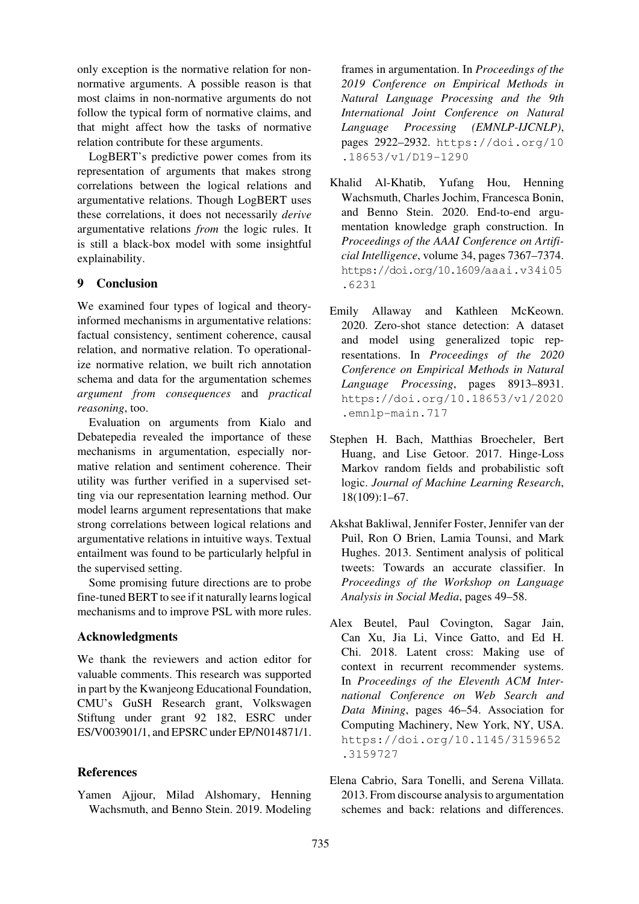only exception is the normative relation for non-normative arguments. A possible reason is that most claims in non-normative arguments do not follow the typical form of normative claims, and that might affect how the tasks of normative relation contribute for these arguments.

LogBERT's predictive power comes from its representation of arguments that makes strong correlations between the logical relations and argumentative relations. Though LogBERT uses these correlations, it does not necessarily *derive* argumentative relations *from* the logic rules. It is still a black-box model with some insightful explainability.

## 9 Conclusion

We examined four types of logical and theory-informed mechanisms in argumentative relations: factual consistency, sentiment coherence, causal relation, and normative relation. To operationalize normative relation, we built rich annotation schema and data for the argumentation schemes *argument from consequences* and *practical reasoning*, too.

Evaluation on arguments from Kialo and Debatepedia revealed the importance of these mechanisms in argumentation, especially normative relation and sentiment coherence. Their utility was further verified in a supervised setting via our representation learning method. Our model learns argument representations that make strong correlations between logical relations and argumentative relations in intuitive ways. Textual entailment was found to be particularly helpful in the supervised setting.

Some promising future directions are to probe fine-tuned BERT to see if it naturally learns logical mechanisms and to improve PSL with more rules.

## Acknowledgments

We thank the reviewers and action editor for valuable comments. This research was supported in part by the Kwanjeong Educational Foundation, CMU's GuSH Research grant, Volkswagen Stiftung under grant 92 182, ESRC under ES/V003901/1, and EPSRC under EP/N014871/1.

## References

Yamen Ajjour, Milad Alshomary, Henning Wachsmuth, and Benno Stein. 2019. Modeling frames in argumentation. In *Proceedings of the 2019 Conference on Empirical Methods in Natural Language Processing and the 9th International Joint Conference on Natural Language Processing (EMNLP-IJCNLP)*, pages 2922–2932. https://doi.org/10.18653/v1/D19-1290

Khalid Al-Khatib, Yufang Hou, Henning Wachsmuth, Charles Jochim, Francesca Bonin, and Benno Stein. 2020. End-to-end argumentation knowledge graph construction. In *Proceedings of the AAAI Conference on Artificial Intelligence*, volume 34, pages 7367–7374. https://doi.org/10.1609/aaai.v34i05.6231

Emily Allaway and Kathleen McKeown. 2020. Zero-shot stance detection: A dataset and model using generalized topic representations. In *Proceedings of the 2020 Conference on Empirical Methods in Natural Language Processing*, pages 8913–8931. https://doi.org/10.18653/v1/2020.emnlp-main.717

Stephen H. Bach, Matthias Broecheler, Bert Huang, and Lise Getoor. 2017. Hinge-Loss Markov random fields and probabilistic soft logic. *Journal of Machine Learning Research*, 18(109):1–67.

Akshat Bakliwal, Jennifer Foster, Jennifer van der Puil, Ron O Brien, Lamia Tounsi, and Mark Hughes. 2013. Sentiment analysis of political tweets: Towards an accurate classifier. In *Proceedings of the Workshop on Language Analysis in Social Media*, pages 49–58.

Alex Beutel, Paul Covington, Sagar Jain, Can Xu, Jia Li, Vince Gatto, and Ed H. Chi. 2018. Latent cross: Making use of context in recurrent recommender systems. In *Proceedings of the Eleventh ACM International Conference on Web Search and Data Mining*, pages 46–54. Association for Computing Machinery, New York, NY, USA. https://doi.org/10.1145/3159652.3159727

Elena Cabrio, Sara Tonelli, and Serena Villata. 2013. From discourse analysis to argumentation schemes and back: relations and differences.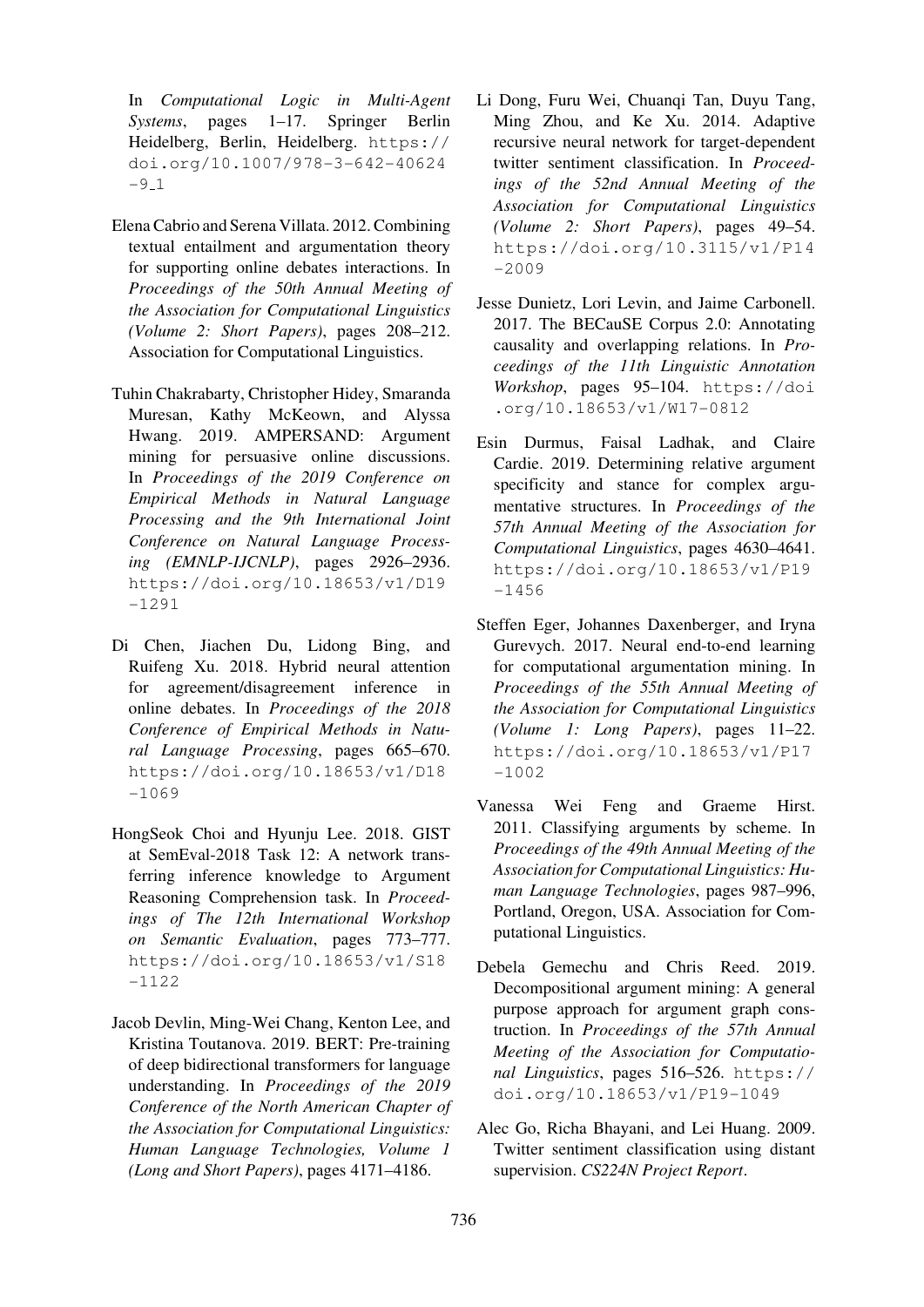In *Computational Logic in Multi-Agent Systems*, pages 1–17. Springer Berlin Heidelberg, Berlin, Heidelberg. https://doi.org/10.1007/978-3-642-40624-9_1

Elena Cabrio and Serena Villata. 2012. Combining textual entailment and argumentation theory for supporting online debates interactions. In *Proceedings of the 50th Annual Meeting of the Association for Computational Linguistics (Volume 2: Short Papers)*, pages 208–212. Association for Computational Linguistics.

Tuhin Chakrabarty, Christopher Hidey, Smaranda Muresan, Kathy McKeown, and Alyssa Hwang. 2019. AMPERSAND: Argument mining for persuasive online discussions. In *Proceedings of the 2019 Conference on Empirical Methods in Natural Language Processing and the 9th International Joint Conference on Natural Language Processing (EMNLP-IJCNLP)*, pages 2926–2936. https://doi.org/10.18653/v1/D19-1291

Di Chen, Jiachen Du, Lidong Bing, and Ruifeng Xu. 2018. Hybrid neural attention for agreement/disagreement inference in online debates. In *Proceedings of the 2018 Conference of Empirical Methods in Natural Language Processing*, pages 665–670. https://doi.org/10.18653/v1/D18-1069

HongSeok Choi and Hyunju Lee. 2018. GIST at SemEval-2018 Task 12: A network transferring inference knowledge to Argument Reasoning Comprehension task. In *Proceedings of The 12th International Workshop on Semantic Evaluation*, pages 773–777. https://doi.org/10.18653/v1/S18-1122

Jacob Devlin, Ming-Wei Chang, Kenton Lee, and Kristina Toutanova. 2019. BERT: Pre-training of deep bidirectional transformers for language understanding. In *Proceedings of the 2019 Conference of the North American Chapter of the Association for Computational Linguistics: Human Language Technologies, Volume 1 (Long and Short Papers)*, pages 4171–4186.

Li Dong, Furu Wei, Chuanqi Tan, Duyu Tang, Ming Zhou, and Ke Xu. 2014. Adaptive recursive neural network for target-dependent twitter sentiment classification. In *Proceedings of the 52nd Annual Meeting of the Association for Computational Linguistics (Volume 2: Short Papers)*, pages 49–54. https://doi.org/10.3115/v1/P14-2009

Jesse Dunietz, Lori Levin, and Jaime Carbonell. 2017. The BECauSE Corpus 2.0: Annotating causality and overlapping relations. In *Proceedings of the 11th Linguistic Annotation Workshop*, pages 95–104. https://doi.org/10.18653/v1/W17-0812

Esin Durmus, Faisal Ladhak, and Claire Cardie. 2019. Determining relative argument specificity and stance for complex argumentative structures. In *Proceedings of the 57th Annual Meeting of the Association for Computational Linguistics*, pages 4630–4641. https://doi.org/10.18653/v1/P19-1456

Steffen Eger, Johannes Daxenberger, and Iryna Gurevych. 2017. Neural end-to-end learning for computational argumentation mining. In *Proceedings of the 55th Annual Meeting of the Association for Computational Linguistics (Volume 1: Long Papers)*, pages 11–22. https://doi.org/10.18653/v1/P17-1002

Vanessa Wei Feng and Graeme Hirst. 2011. Classifying arguments by scheme. In *Proceedings of the 49th Annual Meeting of the Association for Computational Linguistics: Human Language Technologies*, pages 987–996, Portland, Oregon, USA. Association for Computational Linguistics.

Debela Gemechu and Chris Reed. 2019. Decompositional argument mining: A general purpose approach for argument graph construction. In *Proceedings of the 57th Annual Meeting of the Association for Computational Linguistics*, pages 516–526. https://doi.org/10.18653/v1/P19-1049

Alec Go, Richa Bhayani, and Lei Huang. 2009. Twitter sentiment classification using distant supervision. *CS224N Project Report*.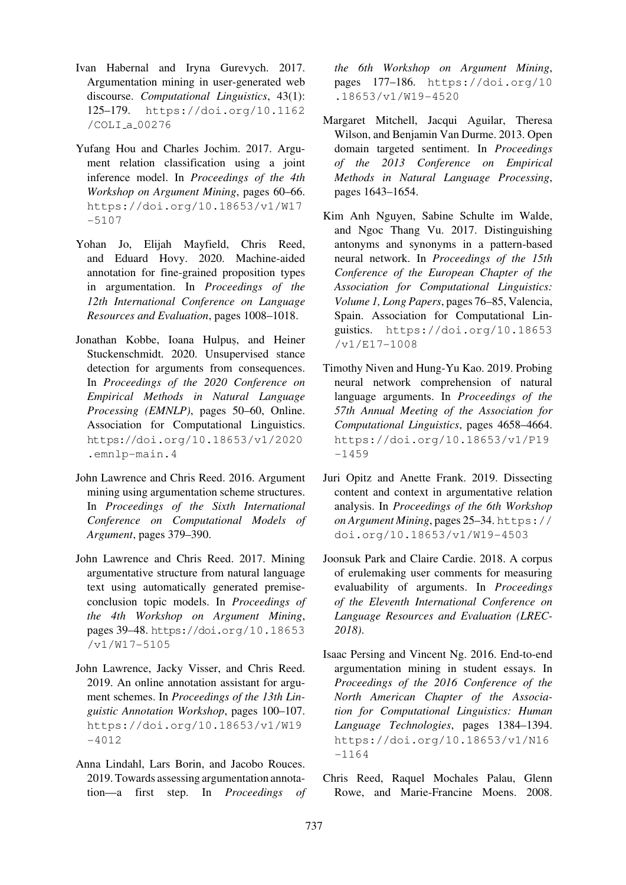Ivan Habernal and Iryna Gurevych. 2017. Argumentation mining in user-generated web discourse. *Computational Linguistics*, 43(1): 125–179. https://doi.org/10.1162/COLI_a_00276

Yufang Hou and Charles Jochim. 2017. Argument relation classification using a joint inference model. In *Proceedings of the 4th Workshop on Argument Mining*, pages 60–66. https://doi.org/10.18653/v1/W17-5107

Yohan Jo, Elijah Mayfield, Chris Reed, and Eduard Hovy. 2020. Machine-aided annotation for fine-grained proposition types in argumentation. In *Proceedings of the 12th International Conference on Language Resources and Evaluation*, pages 1008–1018.

Jonathan Kobbe, Ioana Hulpuș, and Heiner Stuckenschmidt. 2020. Unsupervised stance detection for arguments from consequences. In *Proceedings of the 2020 Conference on Empirical Methods in Natural Language Processing (EMNLP)*, pages 50–60, Online. Association for Computational Linguistics. https://doi.org/10.18653/v1/2020.emnlp-main.4

John Lawrence and Chris Reed. 2016. Argument mining using argumentation scheme structures. In *Proceedings of the Sixth International Conference on Computational Models of Argument*, pages 379–390.

John Lawrence and Chris Reed. 2017. Mining argumentative structure from natural language text using automatically generated premise-conclusion topic models. In *Proceedings of the 4th Workshop on Argument Mining*, pages 39–48. https://doi.org/10.18653/v1/W17-5105

John Lawrence, Jacky Visser, and Chris Reed. 2019. An online annotation assistant for argument schemes. In *Proceedings of the 13th Linguistic Annotation Workshop*, pages 100–107. https://doi.org/10.18653/v1/W19-4012

Anna Lindahl, Lars Borin, and Jacobo Rouces. 2019. Towards assessing argumentation annotation—a first step. In *Proceedings of the 6th Workshop on Argument Mining*, pages 177–186. https://doi.org/10.18653/v1/W19-4520

Margaret Mitchell, Jacqui Aguilar, Theresa Wilson, and Benjamin Van Durme. 2013. Open domain targeted sentiment. In *Proceedings of the 2013 Conference on Empirical Methods in Natural Language Processing*, pages 1643–1654.

Kim Anh Nguyen, Sabine Schulte im Walde, and Ngoc Thang Vu. 2017. Distinguishing antonyms and synonyms in a pattern-based neural network. In *Proceedings of the 15th Conference of the European Chapter of the Association for Computational Linguistics: Volume 1, Long Papers*, pages 76–85, Valencia, Spain. Association for Computational Linguistics. https://doi.org/10.18653/v1/E17-1008

Timothy Niven and Hung-Yu Kao. 2019. Probing neural network comprehension of natural language arguments. In *Proceedings of the 57th Annual Meeting of the Association for Computational Linguistics*, pages 4658–4664. https://doi.org/10.18653/v1/P19-1459

Juri Opitz and Anette Frank. 2019. Dissecting content and context in argumentative relation analysis. In *Proceedings of the 6th Workshop on Argument Mining*, pages 25–34. https://doi.org/10.18653/v1/W19-4503

Joonsuk Park and Claire Cardie. 2018. A corpus of erulemaking user comments for measuring evaluability of arguments. In *Proceedings of the Eleventh International Conference on Language Resources and Evaluation (LREC-2018)*.

Isaac Persing and Vincent Ng. 2016. End-to-end argumentation mining in student essays. In *Proceedings of the 2016 Conference of the North American Chapter of the Association for Computational Linguistics: Human Language Technologies*, pages 1384–1394. https://doi.org/10.18653/v1/N16-1164

Chris Reed, Raquel Mochales Palau, Glenn Rowe, and Marie-Francine Moens. 2008.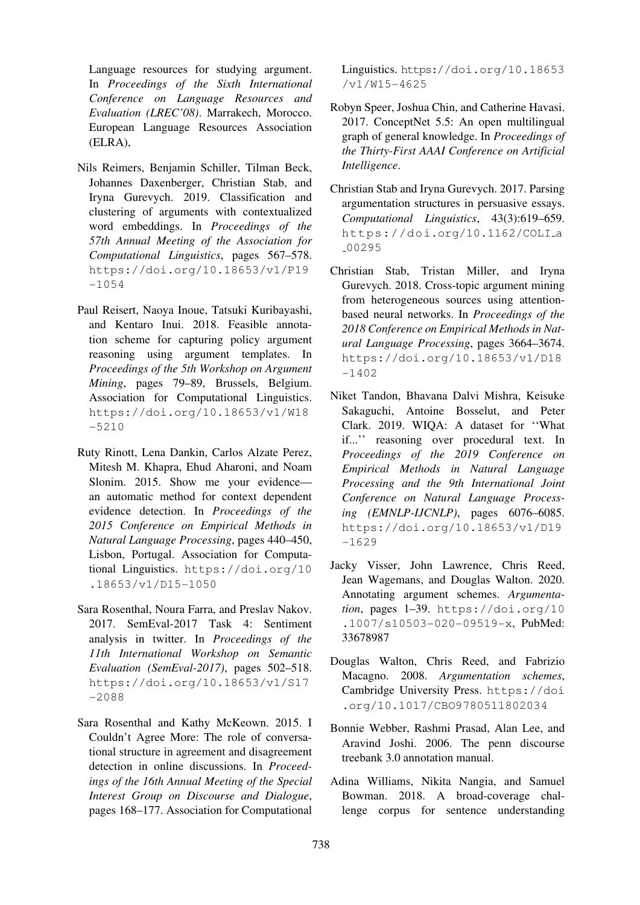Language resources for studying argument. In *Proceedings of the Sixth International Conference on Language Resources and Evaluation (LREC'08)*. Marrakech, Morocco. European Language Resources Association (ELRA),

Nils Reimers, Benjamin Schiller, Tilman Beck, Johannes Daxenberger, Christian Stab, and Iryna Gurevych. 2019. Classification and clustering of arguments with contextualized word embeddings. In *Proceedings of the 57th Annual Meeting of the Association for Computational Linguistics*, pages 567–578. https://doi.org/10.18653/v1/P19-1054

Paul Reisert, Naoya Inoue, Tatsuki Kuribayashi, and Kentaro Inui. 2018. Feasible annotation scheme for capturing policy argument reasoning using argument templates. In *Proceedings of the 5th Workshop on Argument Mining*, pages 79–89, Brussels, Belgium. Association for Computational Linguistics. https://doi.org/10.18653/v1/W18-5210

Ruty Rinott, Lena Dankin, Carlos Alzate Perez, Mitesh M. Khapra, Ehud Aharoni, and Noam Slonim. 2015. Show me your evidence—an automatic method for context dependent evidence detection. In *Proceedings of the 2015 Conference on Empirical Methods in Natural Language Processing*, pages 440–450, Lisbon, Portugal. Association for Computational Linguistics. https://doi.org/10.18653/v1/D15-1050

Sara Rosenthal, Noura Farra, and Preslav Nakov. 2017. SemEval-2017 Task 4: Sentiment analysis in twitter. In *Proceedings of the 11th International Workshop on Semantic Evaluation (SemEval-2017)*, pages 502–518. https://doi.org/10.18653/v1/S17-2088

Sara Rosenthal and Kathy McKeown. 2015. I Couldn't Agree More: The role of conversational structure in agreement and disagreement detection in online discussions. In *Proceedings of the 16th Annual Meeting of the Special Interest Group on Discourse and Dialogue*, pages 168–177. Association for Computational Linguistics. https://doi.org/10.18653/v1/W15-4625

Robyn Speer, Joshua Chin, and Catherine Havasi. 2017. ConceptNet 5.5: An open multilingual graph of general knowledge. In *Proceedings of the Thirty-First AAAI Conference on Artificial Intelligence*.

Christian Stab and Iryna Gurevych. 2017. Parsing argumentation structures in persuasive essays. *Computational Linguistics*, 43(3):619–659. https://doi.org/10.1162/COLI_a_00295

Christian Stab, Tristan Miller, and Iryna Gurevych. 2018. Cross-topic argument mining from heterogeneous sources using attention-based neural networks. In *Proceedings of the 2018 Conference on Empirical Methods in Natural Language Processing*, pages 3664–3674. https://doi.org/10.18653/v1/D18-1402

Niket Tandon, Bhavana Dalvi Mishra, Keisuke Sakaguchi, Antoine Bosselut, and Peter Clark. 2019. WIQA: A dataset for ''What if...'' reasoning over procedural text. In *Proceedings of the 2019 Conference on Empirical Methods in Natural Language Processing and the 9th International Joint Conference on Natural Language Processing (EMNLP-IJCNLP)*, pages 6076–6085. https://doi.org/10.18653/v1/D19-1629

Jacky Visser, John Lawrence, Chris Reed, Jean Wagemans, and Douglas Walton. 2020. Annotating argument schemes. *Argumentation*, pages 1–39. https://doi.org/10.1007/s10503-020-09519-x, PubMed: 33678987

Douglas Walton, Chris Reed, and Fabrizio Macagno. 2008. *Argumentation schemes*, Cambridge University Press. https://doi.org/10.1017/CBO9780511802034

Bonnie Webber, Rashmi Prasad, Alan Lee, and Aravind Joshi. 2006. The penn discourse treebank 3.0 annotation manual.

Adina Williams, Nikita Nangia, and Samuel Bowman. 2018. A broad-coverage challenge corpus for sentence understanding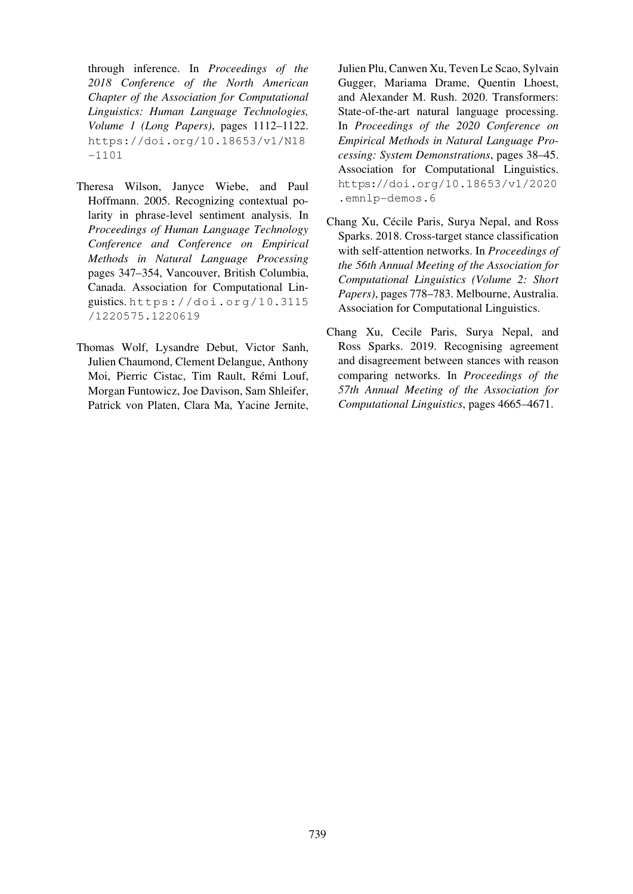through inference. In *Proceedings of the 2018 Conference of the North American Chapter of the Association for Computational Linguistics: Human Language Technologies, Volume 1 (Long Papers)*, pages 1112–1122. https://doi.org/10.18653/v1/N18-1101

Theresa Wilson, Janyce Wiebe, and Paul Hoffmann. 2005. Recognizing contextual polarity in phrase-level sentiment analysis. In *Proceedings of Human Language Technology Conference and Conference on Empirical Methods in Natural Language Processing* pages 347–354, Vancouver, British Columbia, Canada. Association for Computational Linguistics. https://doi.org/10.3115/1220575.1220619

Thomas Wolf, Lysandre Debut, Victor Sanh, Julien Chaumond, Clement Delangue, Anthony Moi, Pierric Cistac, Tim Rault, Rémi Louf, Morgan Funtowicz, Joe Davison, Sam Shleifer, Patrick von Platen, Clara Ma, Yacine Jernite, Julien Plu, Canwen Xu, Teven Le Scao, Sylvain Gugger, Mariama Drame, Quentin Lhoest, and Alexander M. Rush. 2020. Transformers: State-of-the-art natural language processing. In *Proceedings of the 2020 Conference on Empirical Methods in Natural Language Processing: System Demonstrations*, pages 38–45. Association for Computational Linguistics. https://doi.org/10.18653/v1/2020.emnlp-demos.6

Chang Xu, Cécile Paris, Surya Nepal, and Ross Sparks. 2018. Cross-target stance classification with self-attention networks. In *Proceedings of the 56th Annual Meeting of the Association for Computational Linguistics (Volume 2: Short Papers)*, pages 778–783. Melbourne, Australia. Association for Computational Linguistics.

Chang Xu, Cecile Paris, Surya Nepal, and Ross Sparks. 2019. Recognising agreement and disagreement between stances with reason comparing networks. In *Proceedings of the 57th Annual Meeting of the Association for Computational Linguistics*, pages 4665–4671.